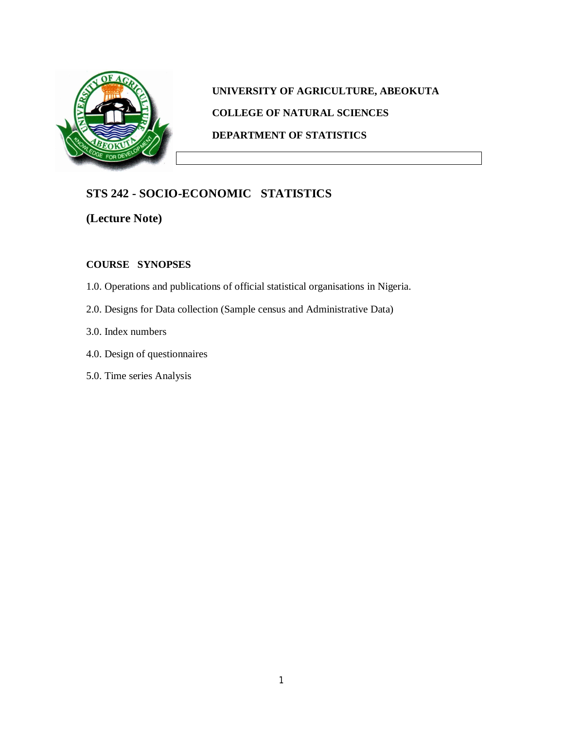**UNIVERSITY OF AGRICULTURE, ABEOKUTA**

**COLLEGE OF NATURAL SCIENCES**

**DEPARTMENT OF STATISTICS**

# STS 242 - SOCIO-ECONOMIC STATISTICS

## (Lecture Note)

### COURSE SYNOPSES

1.0. Operations and publications of official statistical organisations in Nigeria.

2.0. Designs for Data collection (Sample census and Administrative Data)

3.0. Index numbers

4.0. Design of questionnaires

5.0. Time series Analysis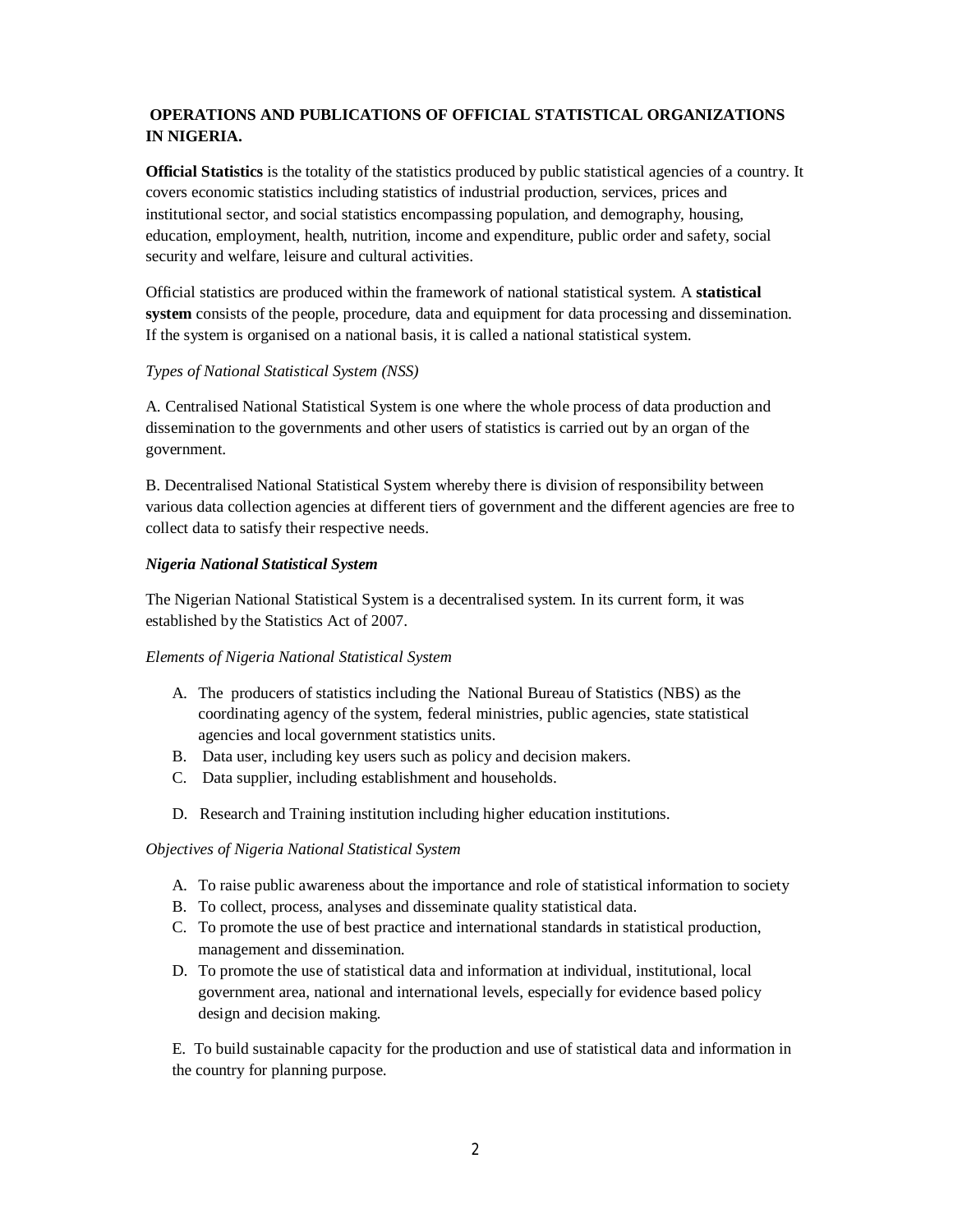## OPERATIONS AND PUBLICATIONS OF OFFICIAL STATISTICAL ORGANIZATIONS IN NIGERIA.

**Official Statistics** is the totality of the statistics produced by public statistical agencies of a country. It covers economic statistics including statistics of industrial production, services, prices and institutional sector, and social statistics encompassing population, and demography, housing, education, employment, health, nutrition, income and expenditure, public order and safety, social security and welfare, leisure and cultural activities.

Official statistics are produced within the framework of national statistical system. A **statistical system** consists of the people, procedure, data and equipment for data processing and dissemination. If the system is organised on a national basis, it is called a national statistical system.

*Types of National Statistical System (NSS)*

A. Centralised National Statistical System is one where the whole process of data production and dissemination to the governments and other users of statistics is carried out by an organ of the government.

B. Decentralised National Statistical System whereby there is division of responsibility between various data collection agencies at different tiers of government and the different agencies are free to collect data to satisfy their respective needs.

***Nigeria National Statistical System***

The Nigerian National Statistical System is a decentralised system. In its current form, it was established by the Statistics Act of 2007.

*Elements of Nigeria National Statistical System*

A. The producers of statistics including the National Bureau of Statistics (NBS) as the coordinating agency of the system, federal ministries, public agencies, state statistical agencies and local government statistics units.
B. Data user, including key users such as policy and decision makers.
C. Data supplier, including establishment and households.
D. Research and Training institution including higher education institutions.

*Objectives of Nigeria National Statistical System*

A. To raise public awareness about the importance and role of statistical information to society
B. To collect, process, analyses and disseminate quality statistical data.
C. To promote the use of best practice and international standards in statistical production, management and dissemination.
D. To promote the use of statistical data and information at individual, institutional, local government area, national and international levels, especially for evidence based policy design and decision making.
E. To build sustainable capacity for the production and use of statistical data and information in the country for planning purpose.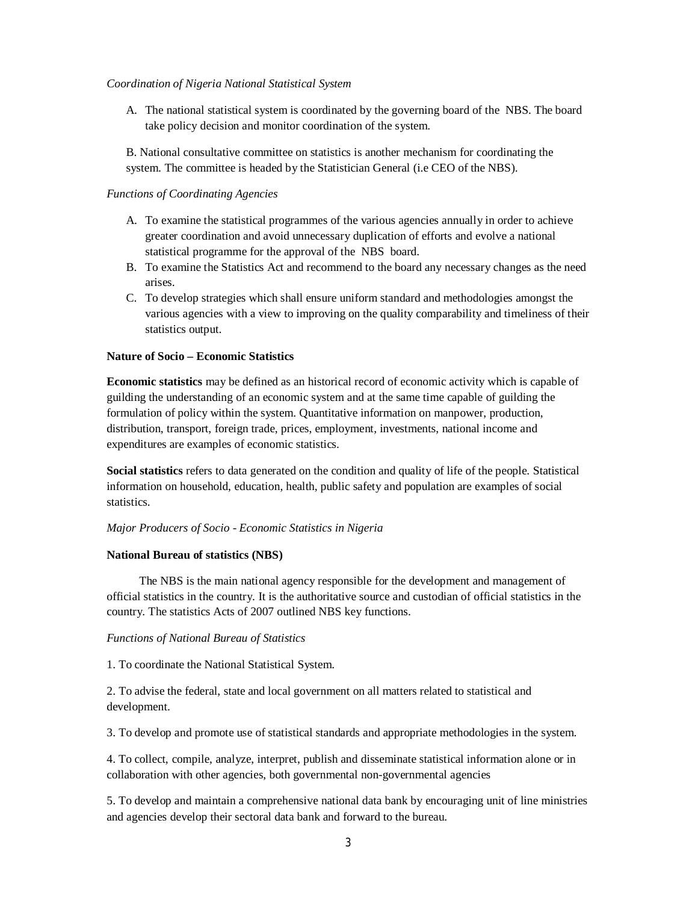*Coordination of Nigeria National Statistical System*

A. The national statistical system is coordinated by the governing board of the NBS. The board take policy decision and monitor coordination of the system.

B. National consultative committee on statistics is another mechanism for coordinating the system. The committee is headed by the Statistician General (i.e CEO of the NBS).

*Functions of Coordinating Agencies*

A. To examine the statistical programmes of the various agencies annually in order to achieve greater coordination and avoid unnecessary duplication of efforts and evolve a national statistical programme for the approval of the NBS board.
B. To examine the Statistics Act and recommend to the board any necessary changes as the need arises.
C. To develop strategies which shall ensure uniform standard and methodologies amongst the various agencies with a view to improving on the quality comparability and timeliness of their statistics output.

**Nature of Socio – Economic Statistics**

**Economic statistics** may be defined as an historical record of economic activity which is capable of guilding the understanding of an economic system and at the same time capable of guilding the formulation of policy within the system. Quantitative information on manpower, production, distribution, transport, foreign trade, prices, employment, investments, national income and expenditures are examples of economic statistics.

**Social statistics** refers to data generated on the condition and quality of life of the people. Statistical information on household, education, health, public safety and population are examples of social statistics.

*Major Producers of Socio - Economic Statistics in Nigeria*

**National Bureau of statistics (NBS)**

The NBS is the main national agency responsible for the development and management of official statistics in the country. It is the authoritative source and custodian of official statistics in the country. The statistics Acts of 2007 outlined NBS key functions.

*Functions of National Bureau of Statistics*

1. To coordinate the National Statistical System.

2. To advise the federal, state and local government on all matters related to statistical and development.

3. To develop and promote use of statistical standards and appropriate methodologies in the system.

4. To collect, compile, analyze, interpret, publish and disseminate statistical information alone or in collaboration with other agencies, both governmental non-governmental agencies

5. To develop and maintain a comprehensive national data bank by encouraging unit of line ministries and agencies develop their sectoral data bank and forward to the bureau.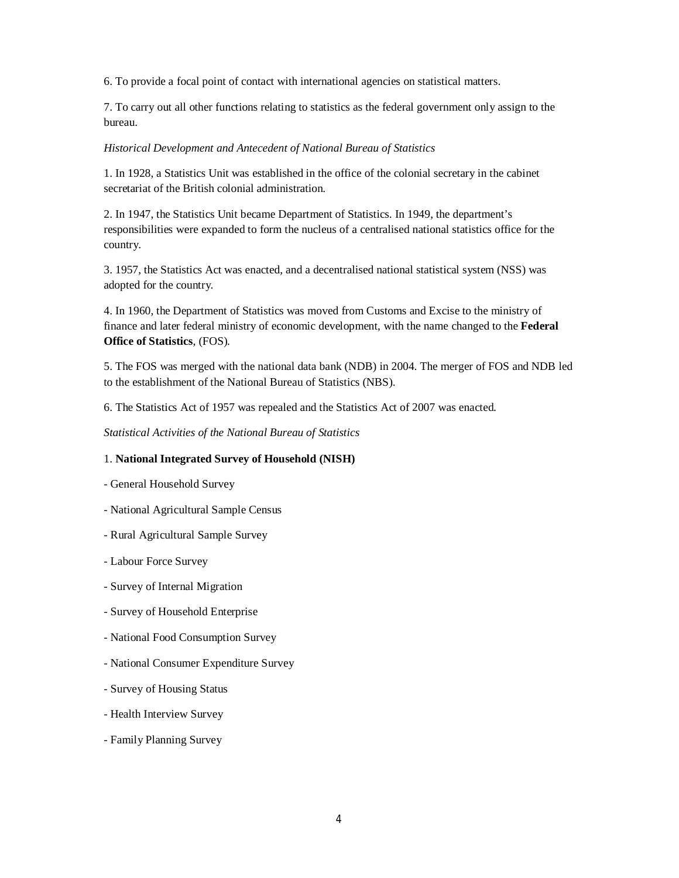6. To provide a focal point of contact with international agencies on statistical matters.

7. To carry out all other functions relating to statistics as the federal government only assign to the bureau.

*Historical Development and Antecedent of National Bureau of Statistics*

1. In 1928, a Statistics Unit was established in the office of the colonial secretary in the cabinet secretariat of the British colonial administration.

2. In 1947, the Statistics Unit became Department of Statistics. In 1949, the department's responsibilities were expanded to form the nucleus of a centralised national statistics office for the country.

3. 1957, the Statistics Act was enacted, and a decentralised national statistical system (NSS) was adopted for the country.

4. In 1960, the Department of Statistics was moved from Customs and Excise to the ministry of finance and later federal ministry of economic development, with the name changed to the **Federal Office of Statistics**, (FOS).

5. The FOS was merged with the national data bank (NDB) in 2004. The merger of FOS and NDB led to the establishment of the National Bureau of Statistics (NBS).

6. The Statistics Act of 1957 was repealed and the Statistics Act of 2007 was enacted.

*Statistical Activities of the National Bureau of Statistics*

1. **National Integrated Survey of Household (NISH)**

- General Household Survey

- National Agricultural Sample Census

- Rural Agricultural Sample Survey

- Labour Force Survey

- Survey of Internal Migration

- Survey of Household Enterprise

- National Food Consumption Survey

- National Consumer Expenditure Survey

- Survey of Housing Status

- Health Interview Survey

- Family Planning Survey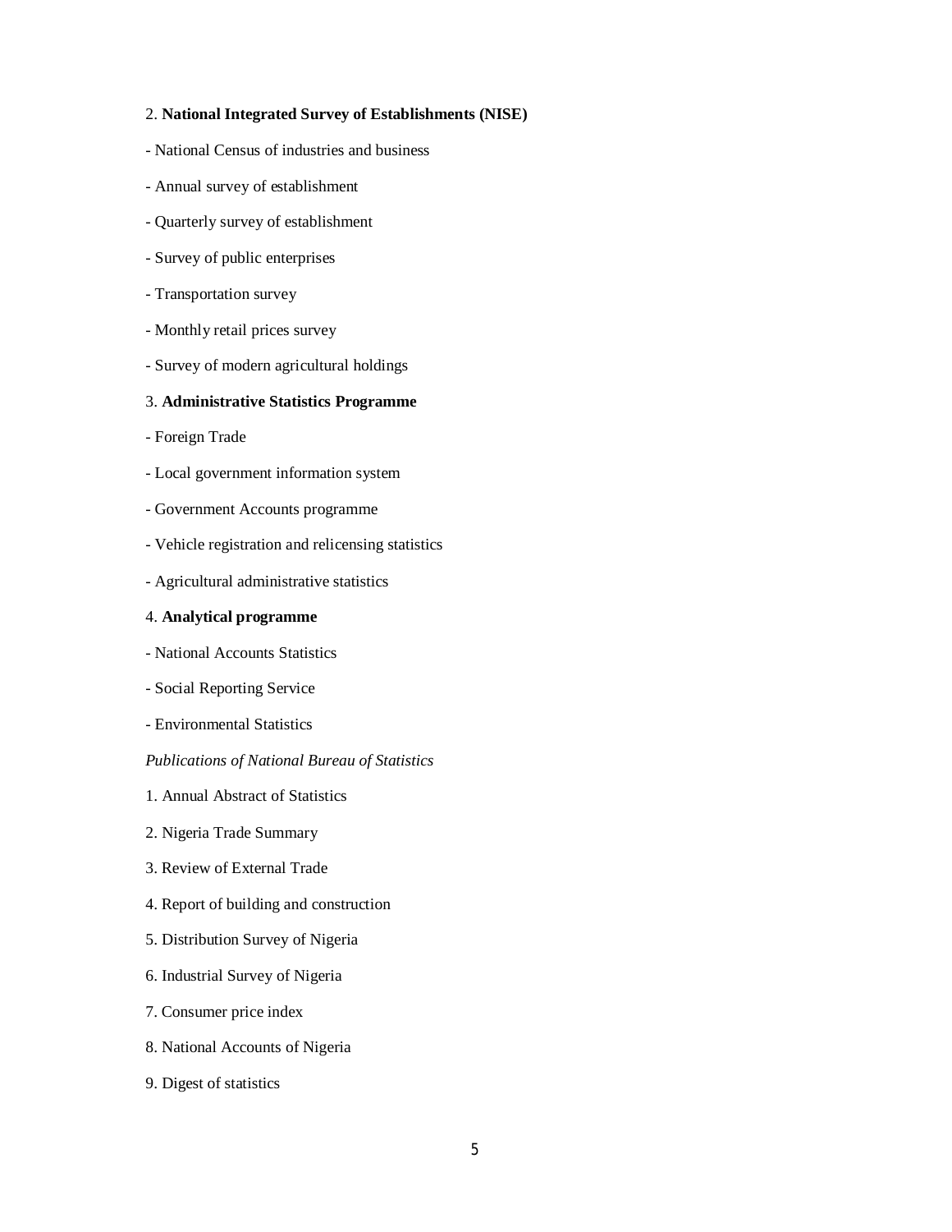2. **National Integrated Survey of Establishments (NISE)**

- National Census of industries and business
- Annual survey of establishment
- Quarterly survey of establishment
- Survey of public enterprises
- Transportation survey
- Monthly retail prices survey
- Survey of modern agricultural holdings

3. **Administrative Statistics Programme**

- Foreign Trade
- Local government information system
- Government Accounts programme
- Vehicle registration and relicensing statistics
- Agricultural administrative statistics

4. **Analytical programme**

- National Accounts Statistics
- Social Reporting Service
- Environmental Statistics

*Publications of National Bureau of Statistics*

1. Annual Abstract of Statistics
2. Nigeria Trade Summary
3. Review of External Trade
4. Report of building and construction
5. Distribution Survey of Nigeria
6. Industrial Survey of Nigeria
7. Consumer price index
8. National Accounts of Nigeria
9. Digest of statistics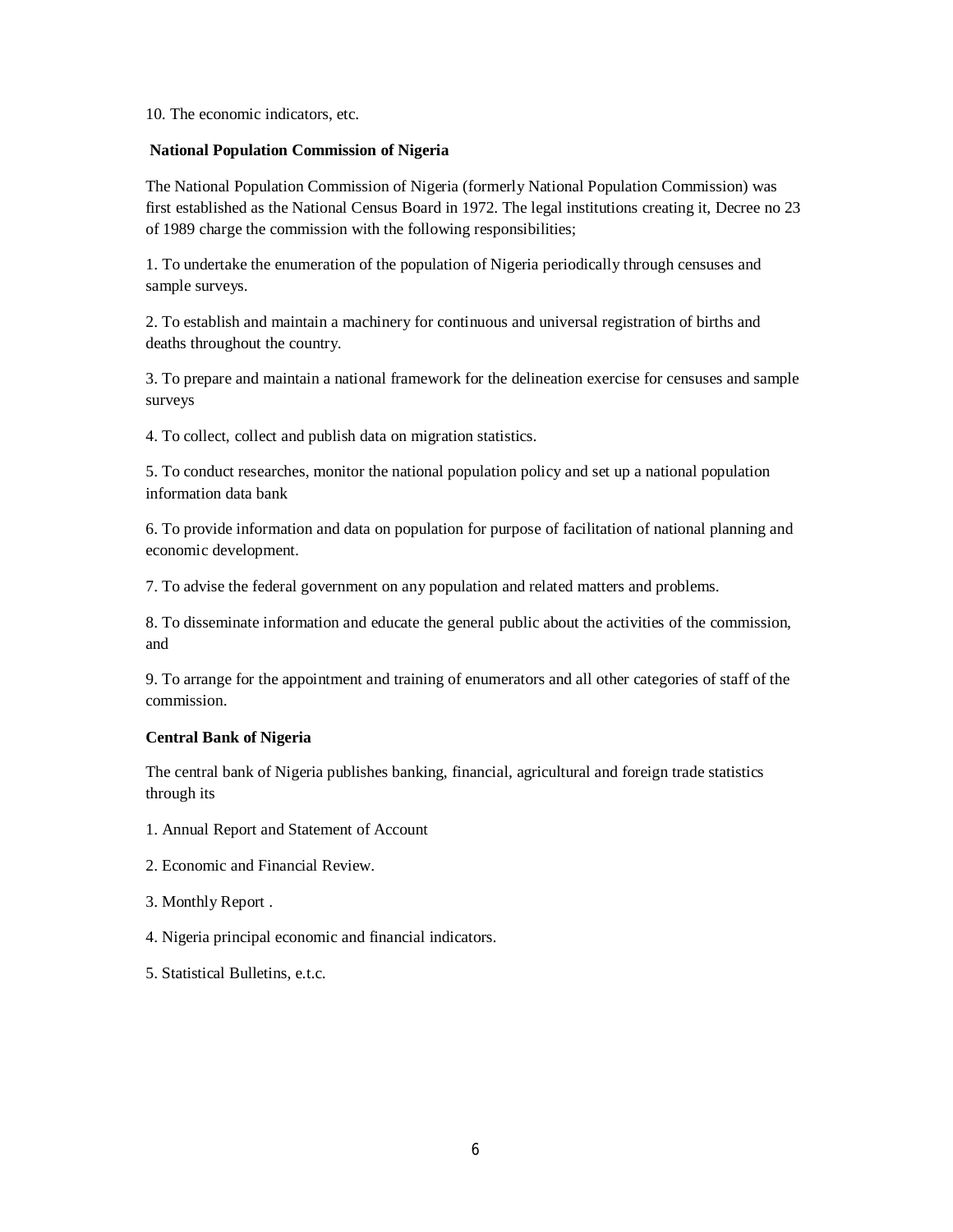10. The economic indicators, etc.

**National Population Commission of Nigeria**

The National Population Commission of Nigeria (formerly National Population Commission) was first established as the National Census Board in 1972. The legal institutions creating it, Decree no 23 of 1989 charge the commission with the following responsibilities;

1. To undertake the enumeration of the population of Nigeria periodically through censuses and sample surveys.

2. To establish and maintain a machinery for continuous and universal registration of births and deaths throughout the country.

3. To prepare and maintain a national framework for the delineation exercise for censuses and sample surveys

4. To collect, collect and publish data on migration statistics.

5. To conduct researches, monitor the national population policy and set up a national population information data bank

6. To provide information and data on population for purpose of facilitation of national planning and economic development.

7. To advise the federal government on any population and related matters and problems.

8. To disseminate information and educate the general public about the activities of the commission, and

9. To arrange for the appointment and training of enumerators and all other categories of staff of the commission.

**Central Bank of Nigeria**

The central bank of Nigeria publishes banking, financial, agricultural and foreign trade statistics through its

1. Annual Report and Statement of Account

2. Economic and Financial Review.

3. Monthly Report .

4. Nigeria principal economic and financial indicators.

5. Statistical Bulletins, e.t.c.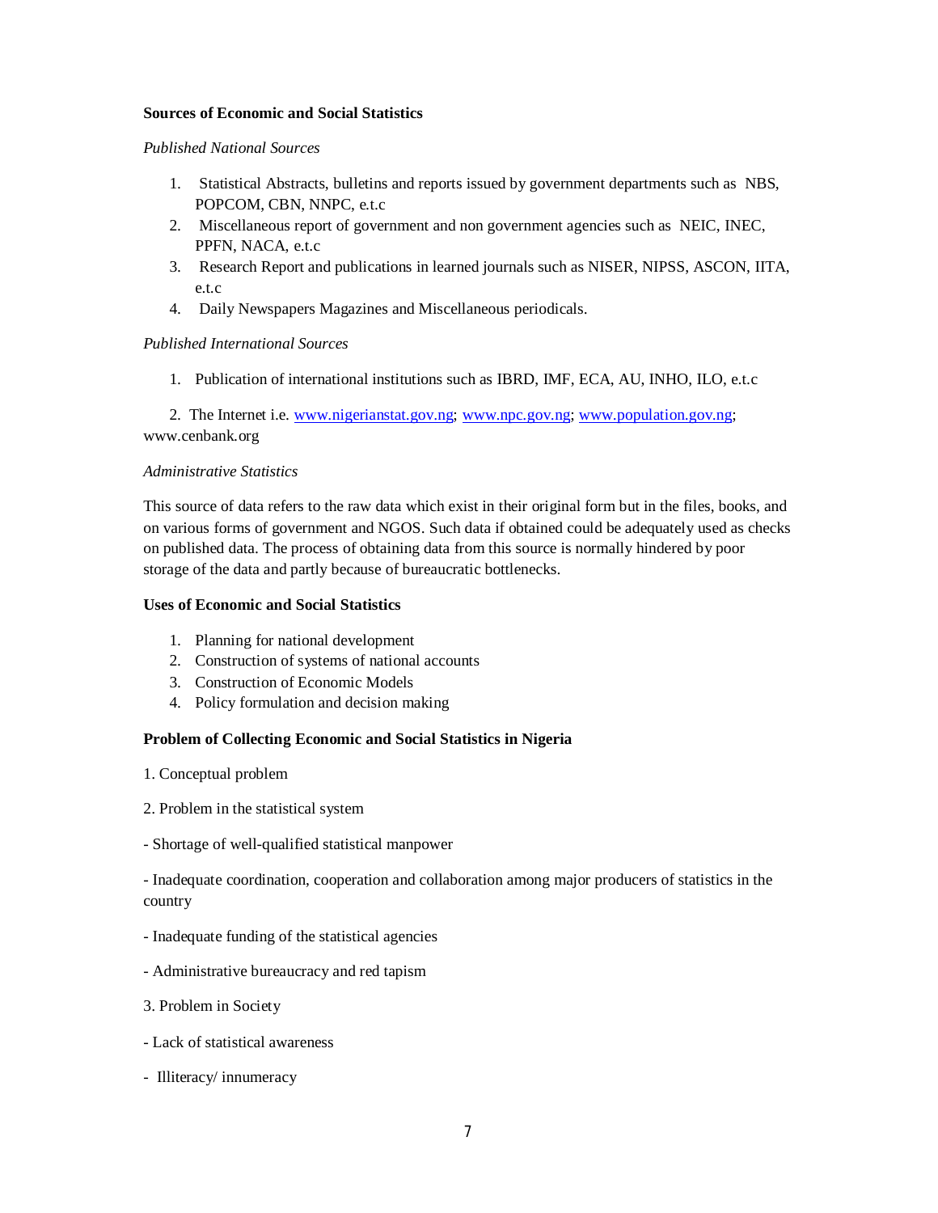**Sources of Economic and Social Statistics**

*Published National Sources*

1. Statistical Abstracts, bulletins and reports issued by government departments such as NBS, POPCOM, CBN, NNPC, e.t.c
2. Miscellaneous report of government and non government agencies such as NEIC, INEC, PPFN, NACA, e.t.c
3. Research Report and publications in learned journals such as NISER, NIPSS, ASCON, IITA, e.t.c
4. Daily Newspapers Magazines and Miscellaneous periodicals.

*Published International Sources*

1. Publication of international institutions such as IBRD, IMF, ECA, AU, INHO, ILO, e.t.c
2. The Internet i.e. www.nigerianstat.gov.ng; www.npc.gov.ng; www.population.gov.ng; www.cenbank.org

*Administrative Statistics*

This source of data refers to the raw data which exist in their original form but in the files, books, and on various forms of government and NGOS. Such data if obtained could be adequately used as checks on published data. The process of obtaining data from this source is normally hindered by poor storage of the data and partly because of bureaucratic bottlenecks.

**Uses of Economic and Social Statistics**

1. Planning for national development
2. Construction of systems of national accounts
3. Construction of Economic Models
4. Policy formulation and decision making

**Problem of Collecting Economic and Social Statistics in Nigeria**

1. Conceptual problem

2. Problem in the statistical system

- Shortage of well-qualified statistical manpower

- Inadequate coordination, cooperation and collaboration among major producers of statistics in the country

- Inadequate funding of the statistical agencies

- Administrative bureaucracy and red tapism

3. Problem in Society

- Lack of statistical awareness

- Illiteracy/ innumeracy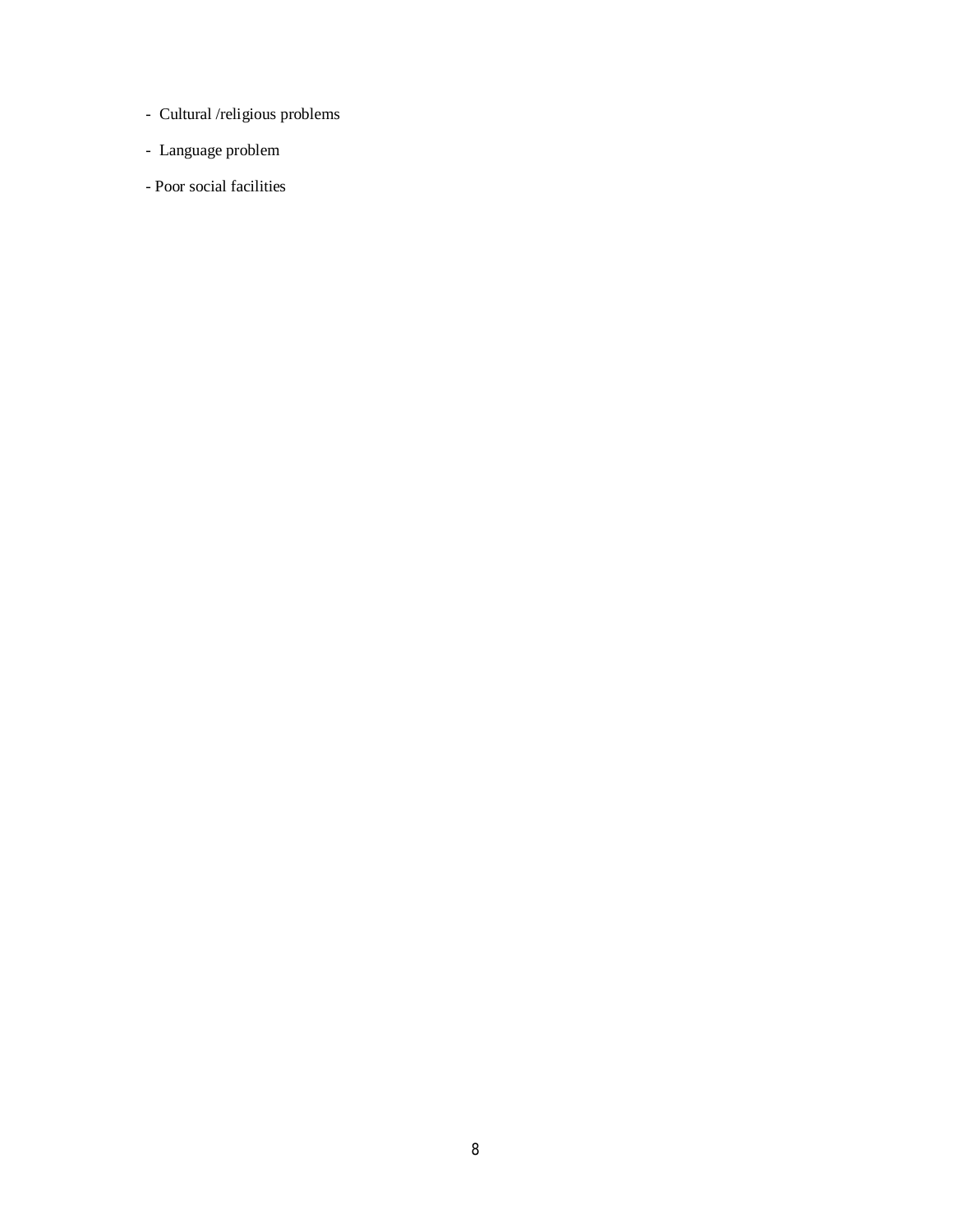- Cultural /religious problems
- Language problem
- Poor social facilities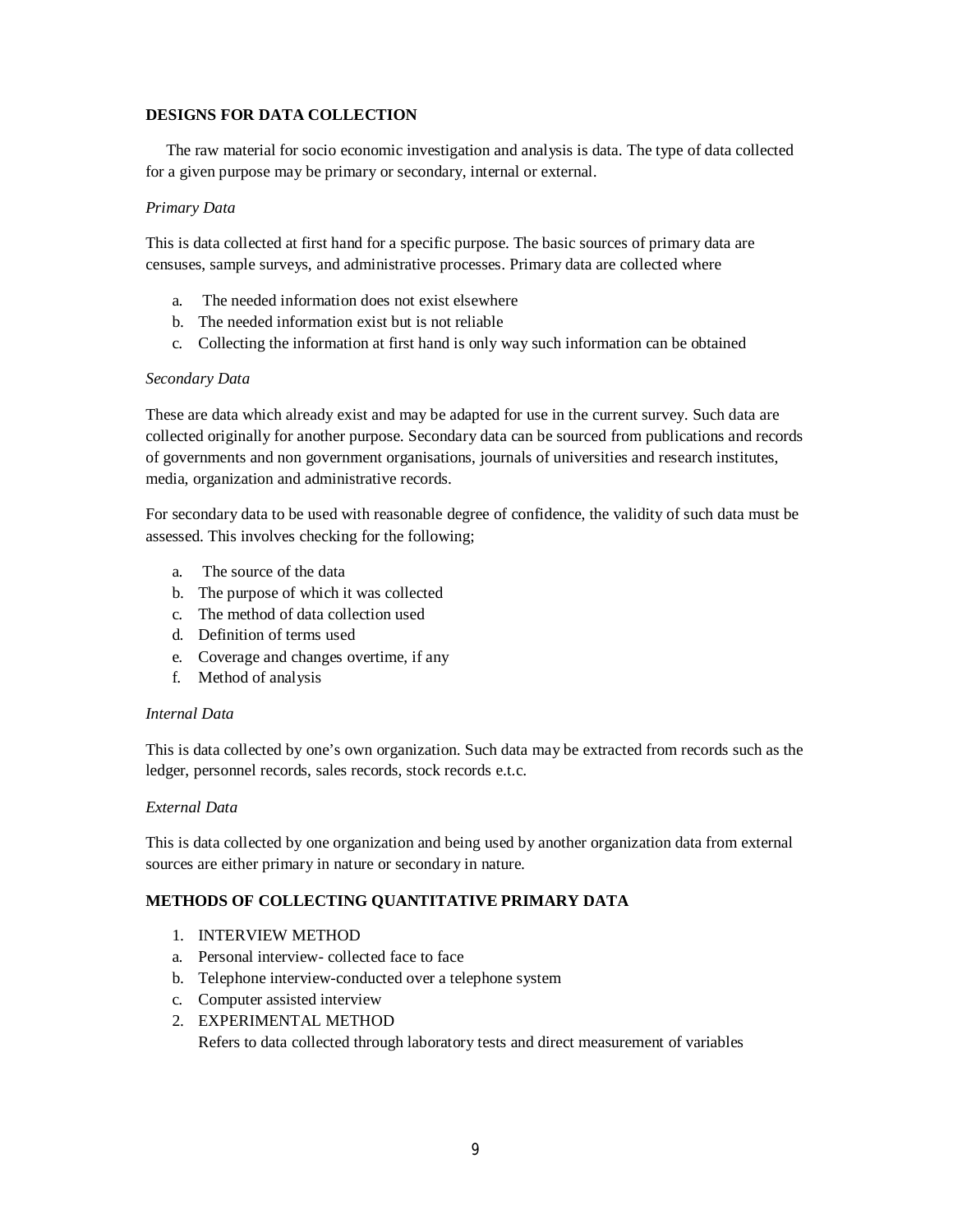## DESIGNS FOR DATA COLLECTION

The raw material for socio economic investigation and analysis is data. The type of data collected for a given purpose may be primary or secondary, internal or external.

*Primary Data*

This is data collected at first hand for a specific purpose. The basic sources of primary data are censuses, sample surveys, and administrative processes. Primary data are collected where

a. The needed information does not exist elsewhere
b. The needed information exist but is not reliable
c. Collecting the information at first hand is only way such information can be obtained

*Secondary Data*

These are data which already exist and may be adapted for use in the current survey. Such data are collected originally for another purpose. Secondary data can be sourced from publications and records of governments and non government organisations, journals of universities and research institutes, media, organization and administrative records.

For secondary data to be used with reasonable degree of confidence, the validity of such data must be assessed. This involves checking for the following;

a. The source of the data
b. The purpose of which it was collected
c. The method of data collection used
d. Definition of terms used
e. Coverage and changes overtime, if any
f. Method of analysis

*Internal Data*

This is data collected by one's own organization. Such data may be extracted from records such as the ledger, personnel records, sales records, stock records e.t.c.

*External Data*

This is data collected by one organization and being used by another organization data from external sources are either primary in nature or secondary in nature.

## METHODS OF COLLECTING QUANTITATIVE PRIMARY DATA

1. INTERVIEW METHOD
   a. Personal interview- collected face to face
   b. Telephone interview-conducted over a telephone system
   c. Computer assisted interview
2. EXPERIMENTAL METHOD
   Refers to data collected through laboratory tests and direct measurement of variables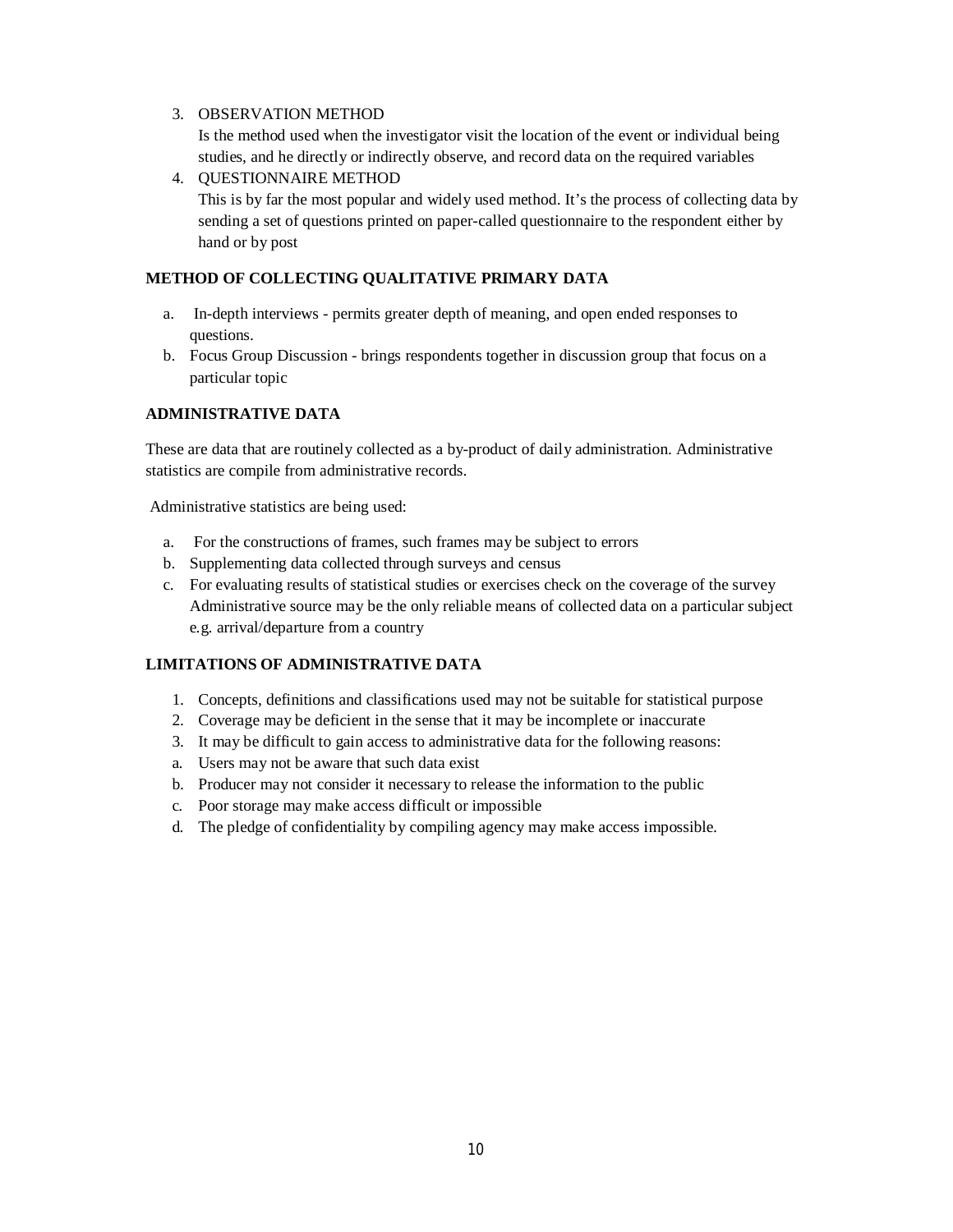3. OBSERVATION METHOD
   Is the method used when the investigator visit the location of the event or individual being studies, and he directly or indirectly observe, and record data on the required variables
4. QUESTIONNAIRE METHOD
   This is by far the most popular and widely used method. It's the process of collecting data by sending a set of questions printed on paper-called questionnaire to the respondent either by hand or by post

**METHOD OF COLLECTING QUALITATIVE PRIMARY DATA**

a. In-depth interviews - permits greater depth of meaning, and open ended responses to questions.
b. Focus Group Discussion - brings respondents together in discussion group that focus on a particular topic

**ADMINISTRATIVE DATA**

These are data that are routinely collected as a by-product of daily administration. Administrative statistics are compile from administrative records.

Administrative statistics are being used:

a. For the constructions of frames, such frames may be subject to errors
b. Supplementing data collected through surveys and census
c. For evaluating results of statistical studies or exercises check on the coverage of the survey Administrative source may be the only reliable means of collected data on a particular subject e.g. arrival/departure from a country

**LIMITATIONS OF ADMINISTRATIVE DATA**

1. Concepts, definitions and classifications used may not be suitable for statistical purpose
2. Coverage may be deficient in the sense that it may be incomplete or inaccurate
3. It may be difficult to gain access to administrative data for the following reasons:

a. Users may not be aware that such data exist
b. Producer may not consider it necessary to release the information to the public
c. Poor storage may make access difficult or impossible
d. The pledge of confidentiality by compiling agency may make access impossible.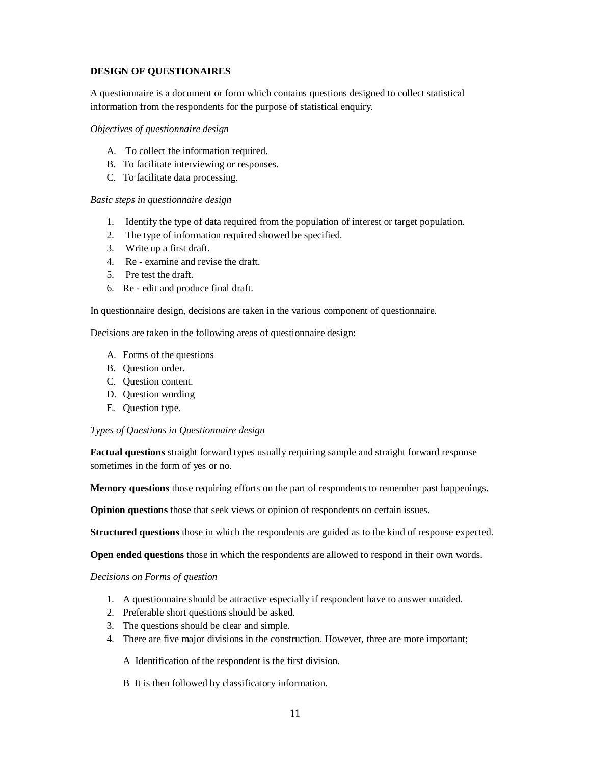**DESIGN OF QUESTIONAIRES**

A questionnaire is a document or form which contains questions designed to collect statistical information from the respondents for the purpose of statistical enquiry.

*Objectives of questionnaire design*

A. To collect the information required.
B. To facilitate interviewing or responses.
C. To facilitate data processing.

*Basic steps in questionnaire design*

1. Identify the type of data required from the population of interest or target population.
2. The type of information required showed be specified.
3. Write up a first draft.
4. Re - examine and revise the draft.
5. Pre test the draft.
6. Re - edit and produce final draft.

In questionnaire design, decisions are taken in the various component of questionnaire.

Decisions are taken in the following areas of questionnaire design:

A. Forms of the questions
B. Question order.
C. Question content.
D. Question wording
E. Question type.

*Types of Questions in Questionnaire design*

**Factual questions** straight forward types usually requiring sample and straight forward response sometimes in the form of yes or no.

**Memory questions** those requiring efforts on the part of respondents to remember past happenings.

**Opinion questions** those that seek views or opinion of respondents on certain issues.

**Structured questions** those in which the respondents are guided as to the kind of response expected.

**Open ended questions** those in which the respondents are allowed to respond in their own words.

*Decisions on Forms of question*

1. A questionnaire should be attractive especially if respondent have to answer unaided.
2. Preferable short questions should be asked.
3. The questions should be clear and simple.
4. There are five major divisions in the construction. However, three are more important;

   A Identification of the respondent is the first division.

   B It is then followed by classificatory information.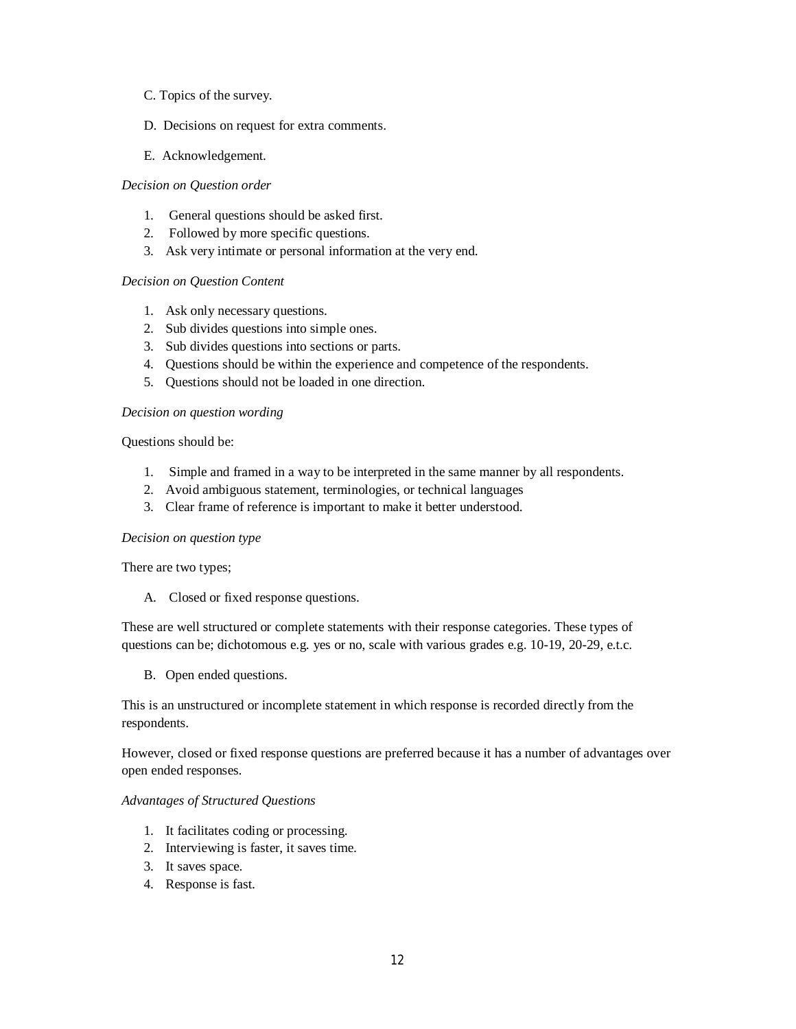C. Topics of the survey.

D. Decisions on request for extra comments.

E. Acknowledgement.

*Decision on Question order*

1. General questions should be asked first.
2. Followed by more specific questions.
3. Ask very intimate or personal information at the very end.

*Decision on Question Content*

1. Ask only necessary questions.
2. Sub divides questions into simple ones.
3. Sub divides questions into sections or parts.
4. Questions should be within the experience and competence of the respondents.
5. Questions should not be loaded in one direction.

*Decision on question wording*

Questions should be:

1. Simple and framed in a way to be interpreted in the same manner by all respondents.
2. Avoid ambiguous statement, terminologies, or technical languages
3. Clear frame of reference is important to make it better understood.

*Decision on question type*

There are two types;

A. Closed or fixed response questions.

These are well structured or complete statements with their response categories. These types of questions can be; dichotomous e.g. yes or no, scale with various grades e.g. 10-19, 20-29, e.t.c.

B. Open ended questions.

This is an unstructured or incomplete statement in which response is recorded directly from the respondents.

However, closed or fixed response questions are preferred because it has a number of advantages over open ended responses.

*Advantages of Structured Questions*

1. It facilitates coding or processing.
2. Interviewing is faster, it saves time.
3. It saves space.
4. Response is fast.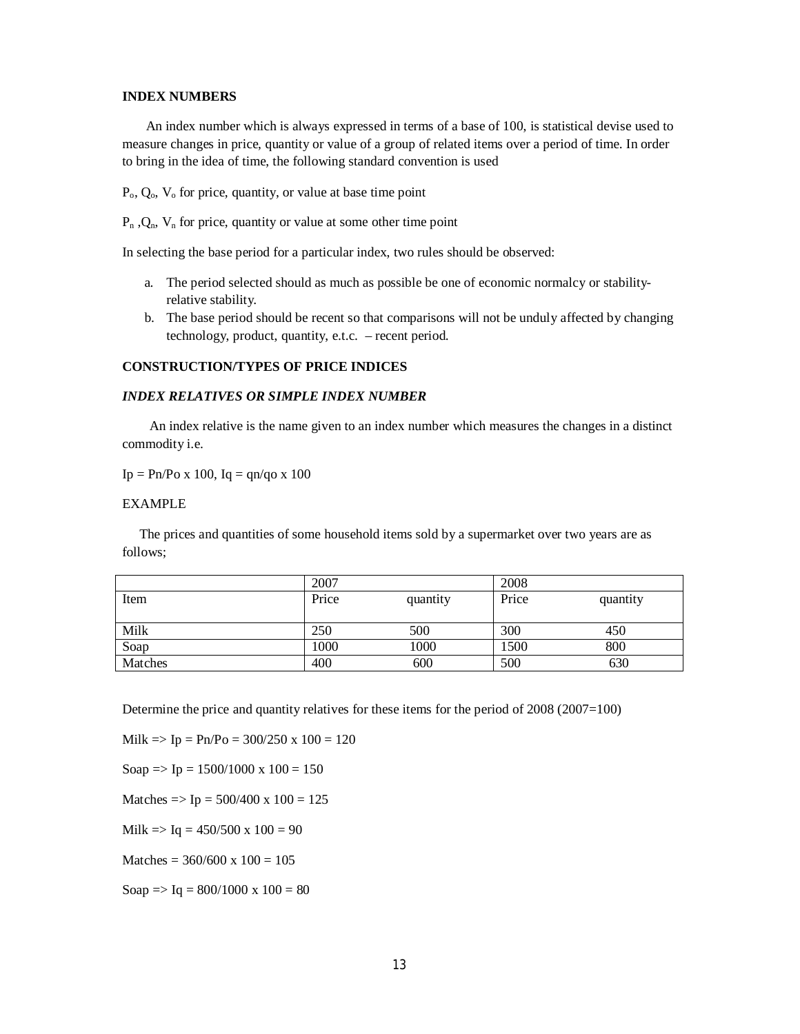**INDEX NUMBERS**

An index number which is always expressed in terms of a base of 100, is statistical devise used to measure changes in price, quantity or value of a group of related items over a period of time. In order to bring in the idea of time, the following standard convention is used

$P_o$, $Q_o$, $V_o$ for price, quantity, or value at base time point

$P_n$ ,$Q_n$, $V_n$ for price, quantity or value at some other time point

In selecting the base period for a particular index, two rules should be observed:

a. The period selected should as much as possible be one of economic normalcy or stability-relative stability.
b. The base period should be recent so that comparisons will not be unduly affected by changing technology, product, quantity, e.t.c. – recent period.

**CONSTRUCTION/TYPES OF PRICE INDICES**

***INDEX RELATIVES OR SIMPLE INDEX NUMBER***

An index relative is the name given to an index number which measures the changes in a distinct commodity i.e.

$Ip = Pn/Po \times 100$, $Iq = qn/qo \times 100$

EXAMPLE

The prices and quantities of some household items sold by a supermarket over two years are as follows;

| | 2007 | | 2008 | |
|---|---|---|---|---|
| Item | Price | quantity | Price | quantity |
| Milk | 250 | 500 | 300 | 450 |
| Soap | 1000 | 1000 | 1500 | 800 |
| Matches | 400 | 600 | 500 | 630 |

Determine the price and quantity relatives for these items for the period of 2008 (2007=100)

Milk => $Ip = Pn/Po = 300/250 \times 100 = 120$

Soap => $Ip = 1500/1000 \times 100 = 150$

Matches => $Ip = 500/400 \times 100 = 125$

Milk => $Iq = 450/500 \times 100 = 90$

Matches = $360/600 \times 100 = 105$

Soap => $Iq = 800/1000 \times 100 = 80$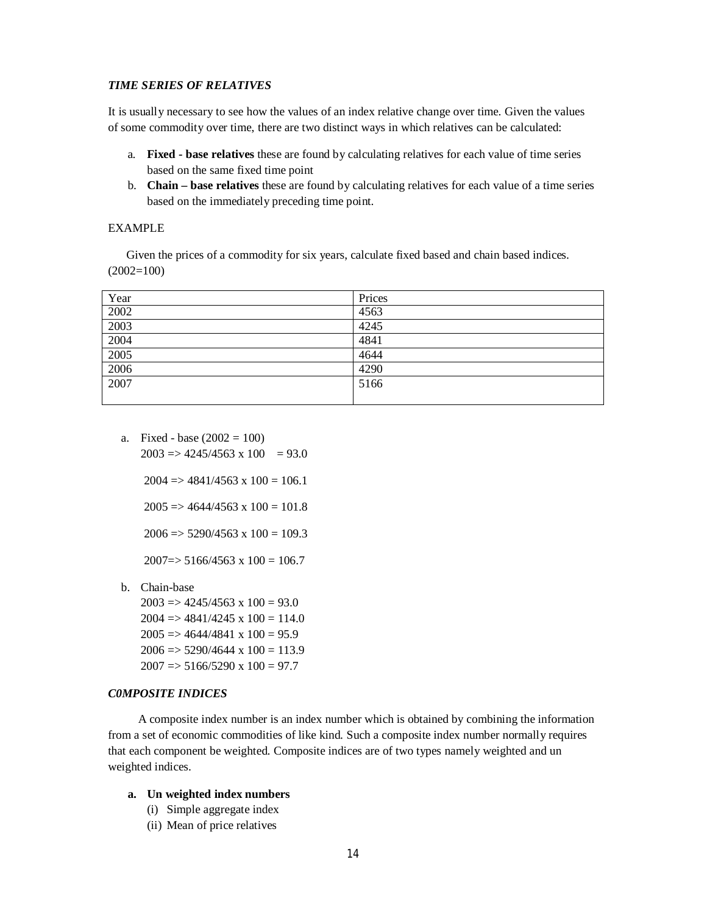***TIME SERIES OF RELATIVES***

It is usually necessary to see how the values of an index relative change over time. Given the values of some commodity over time, there are two distinct ways in which relatives can be calculated:

a. **Fixed - base relatives** these are found by calculating relatives for each value of time series based on the same fixed time point
b. **Chain – base relatives** these are found by calculating relatives for each value of a time series based on the immediately preceding time point.

EXAMPLE

Given the prices of a commodity for six years, calculate fixed based and chain based indices. (2002=100)

| Year | Prices |
|---|---|
| 2002 | 4563 |
| 2003 | 4245 |
| 2004 | 4841 |
| 2005 | 4644 |
| 2006 | 4290 |
| 2007 | 5166 |

a. Fixed - base (2002 = 100)
   2003 => 4245/4563 x 100 = 93.0

   2004 => 4841/4563 x 100 = 106.1

   2005 => 4644/4563 x 100 = 101.8

   2006 => 5290/4563 x 100 = 109.3

   2007=> 5166/4563 x 100 = 106.7

b. Chain-base
   2003 => 4245/4563 x 100 = 93.0
   2004 => 4841/4245 x 100 = 114.0
   2005 => 4644/4841 x 100 = 95.9
   2006 => 5290/4644 x 100 = 113.9
   2007 => 5166/5290 x 100 = 97.7

***C0MPOSITE INDICES***

A composite index number is an index number which is obtained by combining the information from a set of economic commodities of like kind. Such a composite index number normally requires that each component be weighted. Composite indices are of two types namely weighted and un weighted indices.

a. **Un weighted index numbers**
   (i) Simple aggregate index
   (ii) Mean of price relatives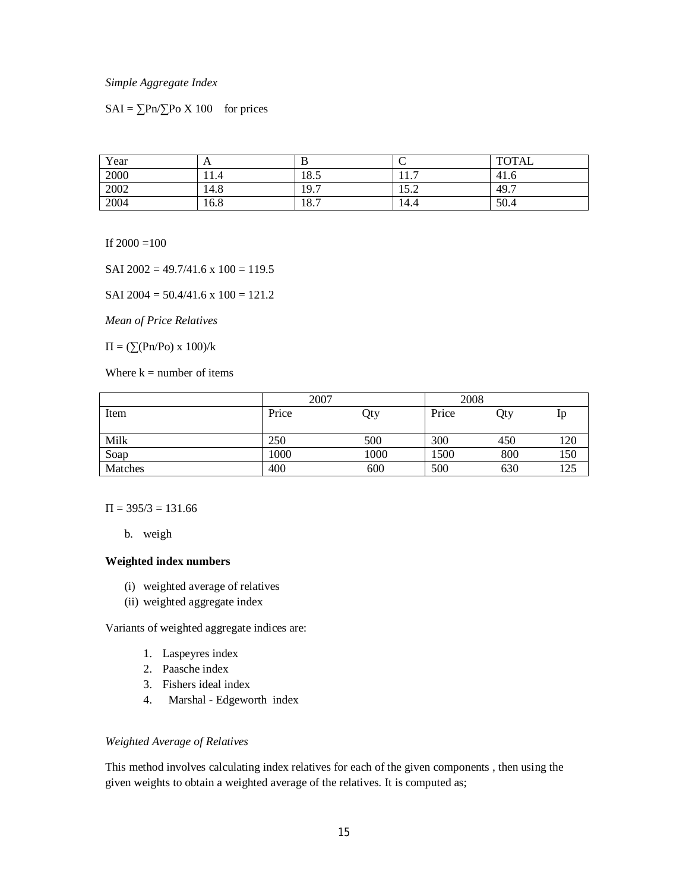*Simple Aggregate Index*

SAI = $\sum$Pn/$\sum$Po X 100 for prices

| Year | A | B | C | TOTAL |
|---|---|---|---|---|
| 2000 | 11.4 | 18.5 | 11.7 | 41.6 |
| 2002 | 14.8 | 19.7 | 15.2 | 49.7 |
| 2004 | 16.8 | 18.7 | 14.4 | 50.4 |

If 2000 =100

SAI 2002 = 49.7/41.6 x 100 = 119.5

SAI 2004 = 50.4/41.6 x 100 = 121.2

*Mean of Price Relatives*

$\Pi = (\sum(Pn/Po) \times 100)/k$

Where k = number of items

| | 2007 | | 2008 | | |
|---|---|---|---|---|---|
| Item | Price | Qty | Price | Qty | Ip |
| Milk | 250 | 500 | 300 | 450 | 120 |
| Soap | 1000 | 1000 | 1500 | 800 | 150 |
| Matches | 400 | 600 | 500 | 630 | 125 |

$\Pi = 395/3 = 131.66$

b. weigh

**Weighted index numbers**

(i) weighted average of relatives
(ii) weighted aggregate index

Variants of weighted aggregate indices are:

1. Laspeyres index
2. Paasche index
3. Fishers ideal index
4. Marshal - Edgeworth index

*Weighted Average of Relatives*

This method involves calculating index relatives for each of the given components , then using the given weights to obtain a weighted average of the relatives. It is computed as;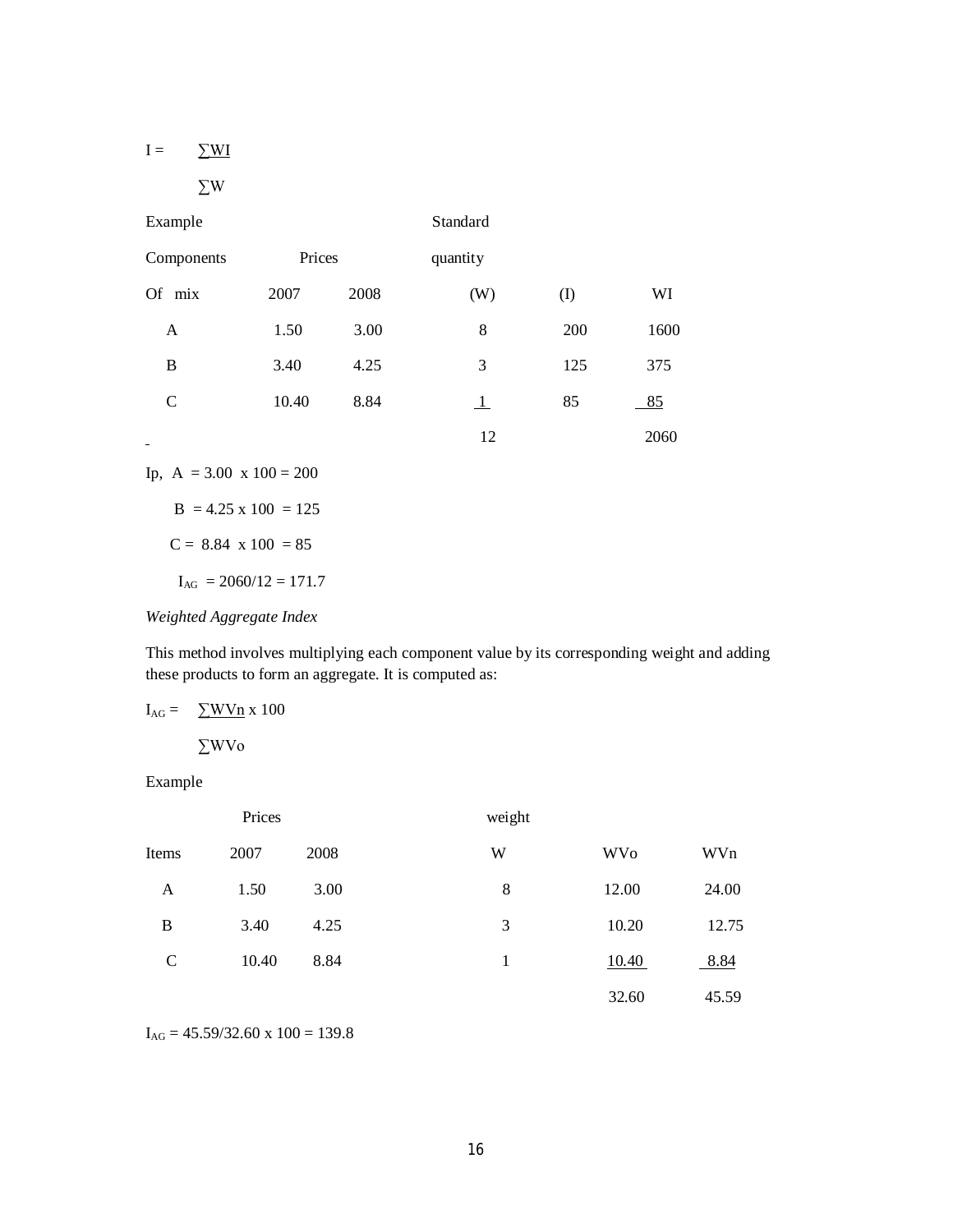$$I = \frac{\sum WI}{\sum W}$$

Example

| Components Of mix | Prices 2007 | 2008 | Standard quantity (W) | (I) | WI |
|---|---|---|---|---|---|
| A | 1.50 | 3.00 | 8 | 200 | 1600 |
| B | 3.40 | 4.25 | 3 | 125 | 375 |
| C | 10.40 | 8.84 | 1 | 85 | 85 |
| | | | 12 | | 2060 |

Ip, A = 3.00 x 100 = 200

B = 4.25 x 100 = 125

C = 8.84 x 100 = 85

$I_{AG}$ = 2060/12 = 171.7

*Weighted Aggregate Index*

This method involves multiplying each component value by its corresponding weight and adding these products to form an aggregate. It is computed as:

$$I_{AG} = \frac{\sum WVn}{\sum WVo} \times 100$$

Example

| Items | Prices 2007 | 2008 | weight W | WVo | WVn |
|---|---|---|---|---|---|
| A | 1.50 | 3.00 | 8 | 12.00 | 24.00 |
| B | 3.40 | 4.25 | 3 | 10.20 | 12.75 |
| C | 10.40 | 8.84 | 1 | 10.40 | 8.84 |
| | | | | 32.60 | 45.59 |

$I_{AG}$ = 45.59/32.60 x 100 = 139.8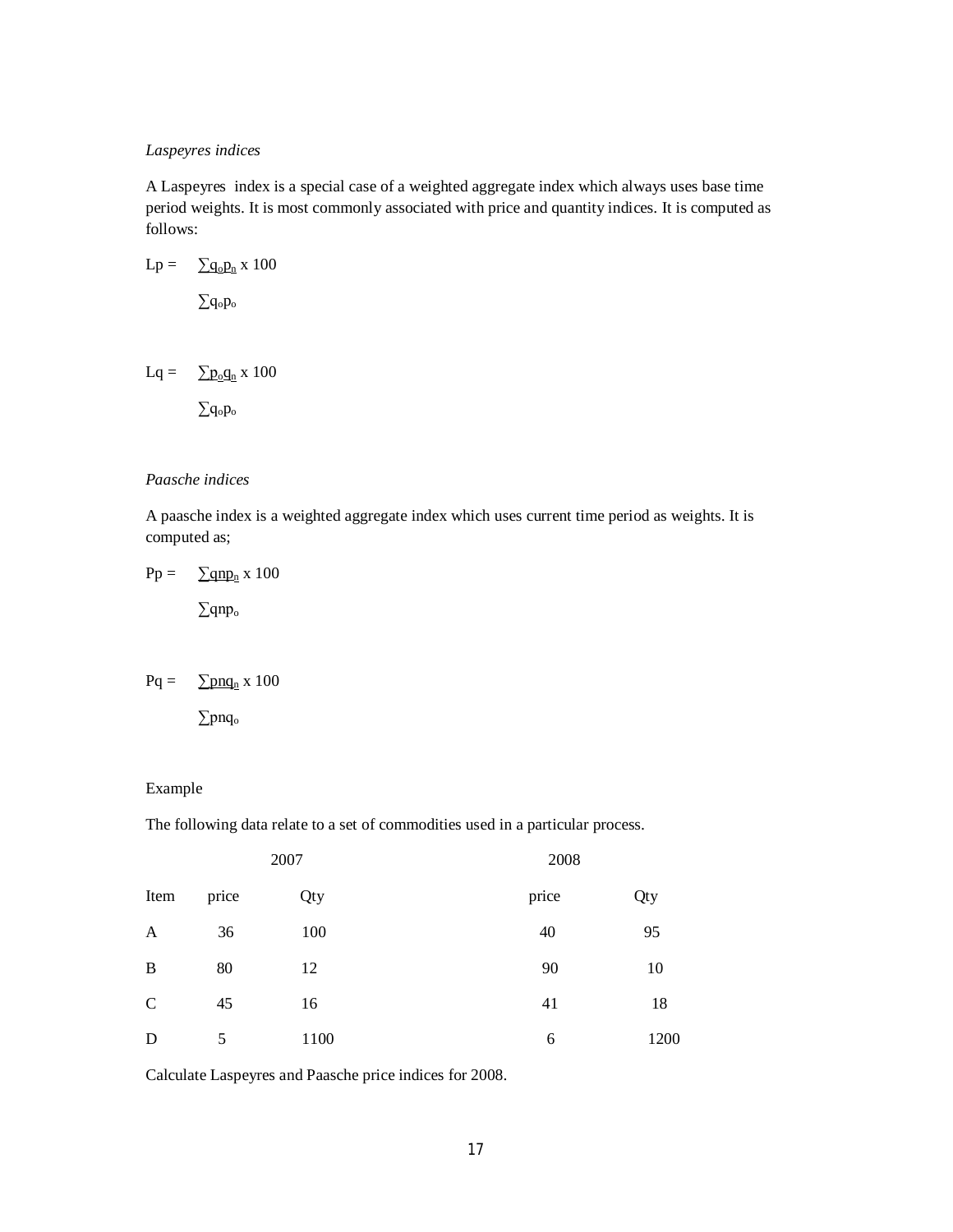*Laspeyres indices*

A Laspeyres index is a special case of a weighted aggregate index which always uses base time period weights. It is most commonly associated with price and quantity indices. It is computed as follows:

$$Lp = \frac{\sum q_o p_n}{\sum q_o p_o} \times 100$$

$$Lq = \frac{\sum p_o q_n}{\sum q_o p_o} \times 100$$

*Paasche indices*

A paasche index is a weighted aggregate index which uses current time period as weights. It is computed as;

$$Pp = \frac{\sum qnp_n}{\sum qnp_o} \times 100$$

$$Pq = \frac{\sum pnq_n}{\sum pnq_o} \times 100$$

Example

The following data relate to a set of commodities used in a particular process.

| | 2007 | | 2008 | |
|---|---|---|---|---|
| Item | price | Qty | price | Qty |
| A | 36 | 100 | 40 | 95 |
| B | 80 | 12 | 90 | 10 |
| C | 45 | 16 | 41 | 18 |
| D | 5 | 1100 | 6 | 1200 |

Calculate Laspeyres and Paasche price indices for 2008.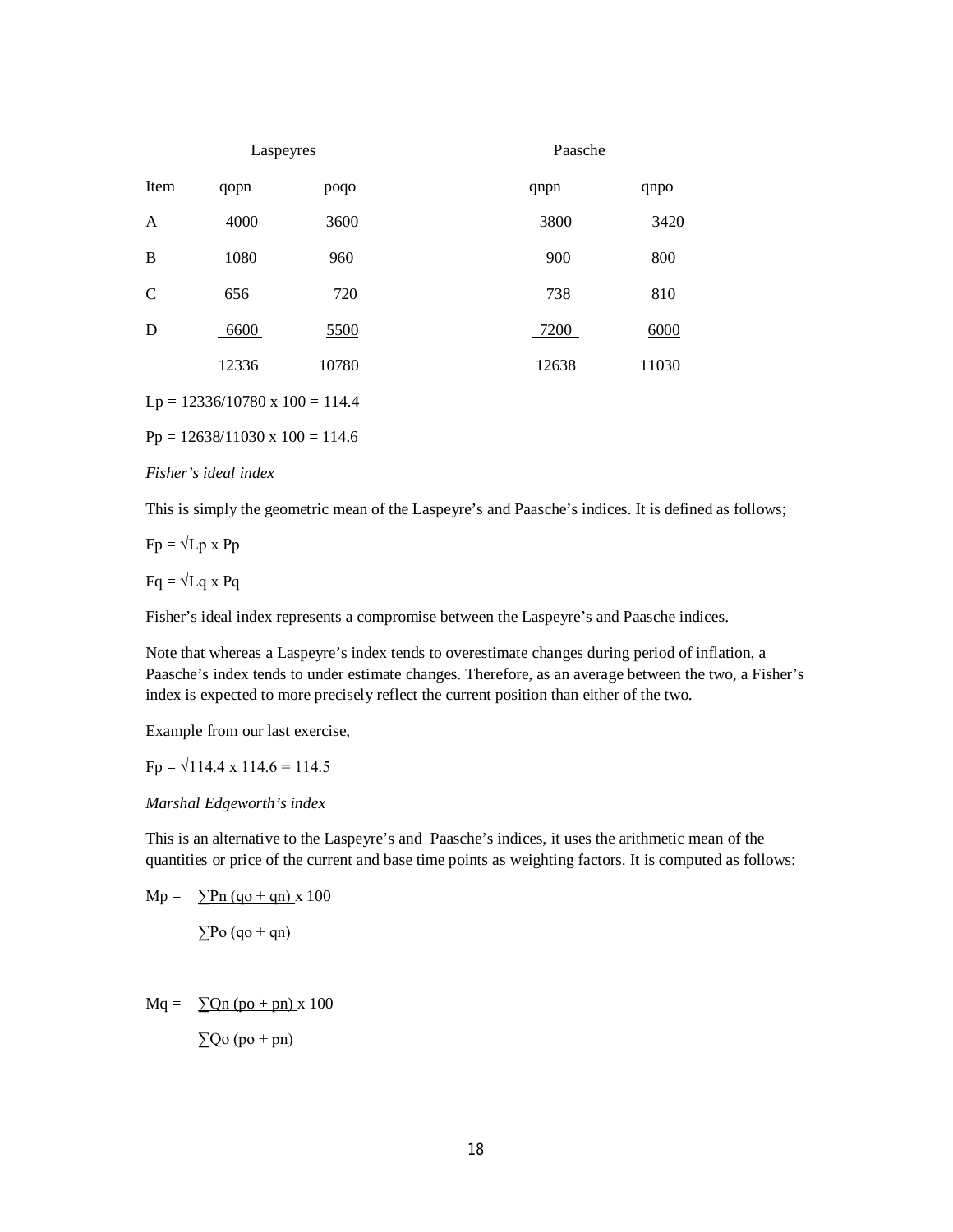| | Laspeyres | | Paasche | |
|---|---|---|---|---|
| Item | qopn | poqo | qnpn | qnpo |
| A | 4000 | 3600 | 3800 | 3420 |
| B | 1080 | 960 | 900 | 800 |
| C | 656 | 720 | 738 | 810 |
| D | 6600 | 5500 | 7200 | 6000 |
| | 12336 | 10780 | 12638 | 11030 |

Lp = 12336/10780 x 100 = 114.4

Pp = 12638/11030 x 100 = 114.6

*Fisher's ideal index*

This is simply the geometric mean of the Laspeyre's and Paasche's indices. It is defined as follows;

$Fp = \sqrt{Lp \times Pp}$

$Fq = \sqrt{Lq \times Pq}$

Fisher's ideal index represents a compromise between the Laspeyre's and Paasche indices.

Note that whereas a Laspeyre's index tends to overestimate changes during period of inflation, a Paasche's index tends to under estimate changes. Therefore, as an average between the two, a Fisher's index is expected to more precisely reflect the current position than either of the two.

Example from our last exercise,

$Fp = \sqrt{114.4 \times 114.6} = 114.5$

*Marshal Edgeworth's index*

This is an alternative to the Laspeyre's and Paasche's indices, it uses the arithmetic mean of the quantities or price of the current and base time points as weighting factors. It is computed as follows:

$$Mp = \frac{\sum Pn\,(qo + qn)}{\sum Po\,(qo + qn)} \times 100$$

$$Mq = \frac{\sum Qn\,(po + pn)}{\sum Qo\,(po + pn)} \times 100$$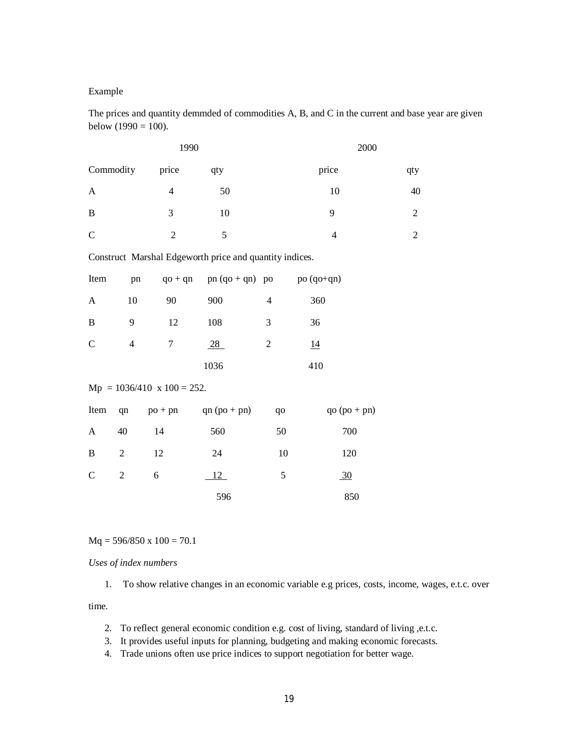Example

The prices and quantity demmded of commodities A, B, and C in the current and base year are given below (1990 = 100).

| | 1990 | | 2000 | |
|---|---|---|---|---|
| Commodity | price | qty | price | qty |
| A | 4 | 50 | 10 | 40 |
| B | 3 | 10 | 9 | 2 |
| C | 2 | 5 | 4 | 2 |

Construct Marshal Edgeworth price and quantity indices.

| Item | pn | qo + qn | pn (qo + qn) | po | po (qo+qn) |
|---|---|---|---|---|---|
| A | 10 | 90 | 900 | 4 | 360 |
| B | 9 | 12 | 108 | 3 | 36 |
| C | 4 | 7 | 28 | 2 | 14 |
| | | | 1036 | | 410 |

Mp = 1036/410 x 100 = 252.

| Item | qn | po + pn | qn (po + pn) | qo | qo (po + pn) |
|---|---|---|---|---|---|
| A | 40 | 14 | 560 | 50 | 700 |
| B | 2 | 12 | 24 | 10 | 120 |
| C | 2 | 6 | 12 | 5 | 30 |
| | | | 596 | | 850 |

Mq = 596/850 x 100 = 70.1

*Uses of index numbers*

1. To show relative changes in an economic variable e.g prices, costs, income, wages, e.t.c. over time.
2. To reflect general economic condition e.g. cost of living, standard of living ,e.t.c.
3. It provides useful inputs for planning, budgeting and making economic forecasts.
4. Trade unions often use price indices to support negotiation for better wage.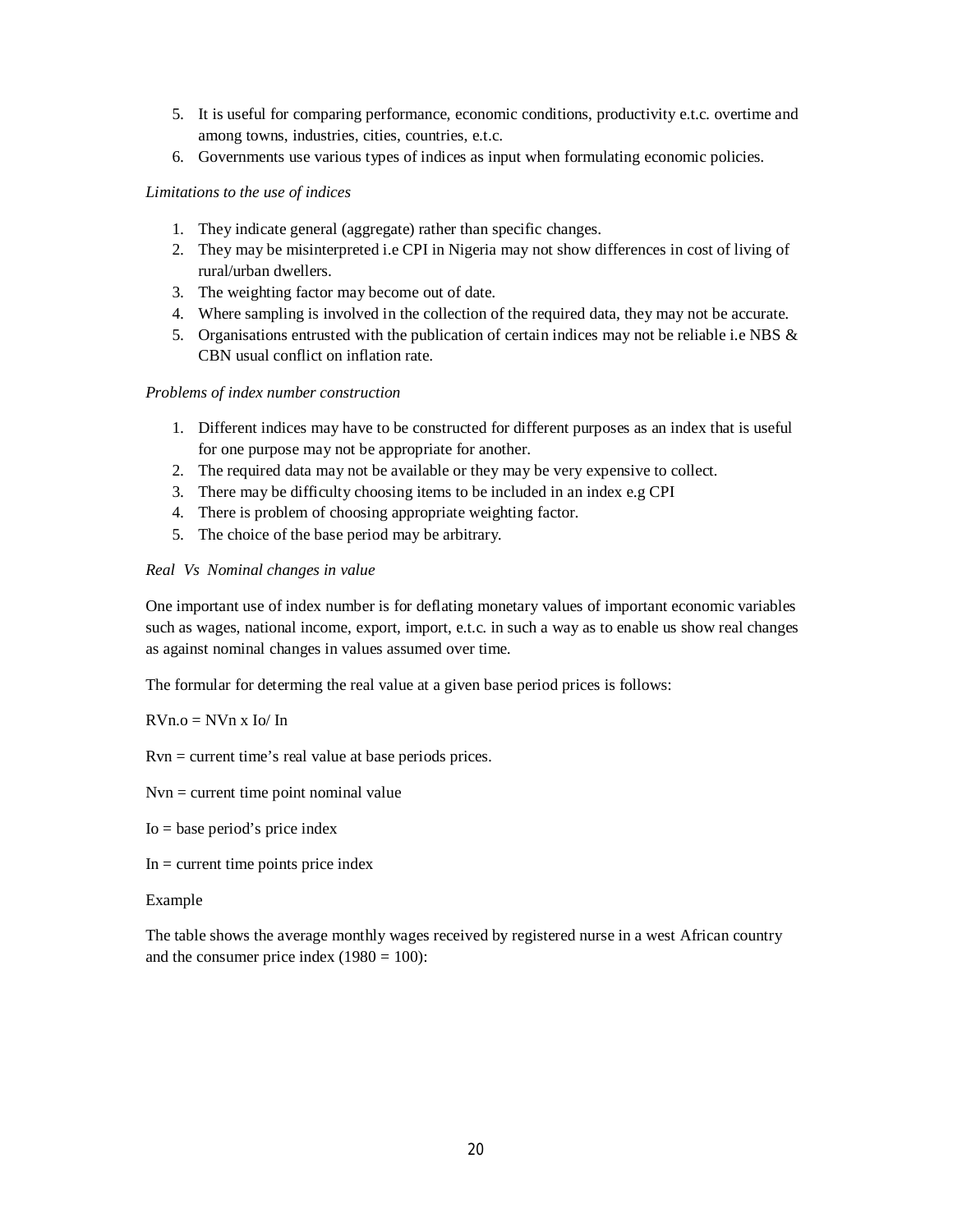5. It is useful for comparing performance, economic conditions, productivity e.t.c. overtime and among towns, industries, cities, countries, e.t.c.
6. Governments use various types of indices as input when formulating economic policies.

*Limitations to the use of indices*

1. They indicate general (aggregate) rather than specific changes.
2. They may be misinterpreted i.e CPI in Nigeria may not show differences in cost of living of rural/urban dwellers.
3. The weighting factor may become out of date.
4. Where sampling is involved in the collection of the required data, they may not be accurate.
5. Organisations entrusted with the publication of certain indices may not be reliable i.e NBS & CBN usual conflict on inflation rate.

*Problems of index number construction*

1. Different indices may have to be constructed for different purposes as an index that is useful for one purpose may not be appropriate for another.
2. The required data may not be available or they may be very expensive to collect.
3. There may be difficulty choosing items to be included in an index e.g CPI
4. There is problem of choosing appropriate weighting factor.
5. The choice of the base period may be arbitrary.

*Real Vs Nominal changes in value*

One important use of index number is for deflating monetary values of important economic variables such as wages, national income, export, import, e.t.c. in such a way as to enable us show real changes as against nominal changes in values assumed over time.

The formular for determing the real value at a given base period prices is follows:

$RV_{n.o} = NV_n \times I_o / I_n$

$Rv_n$ = current time's real value at base periods prices.

$Nv_n$ = current time point nominal value

$I_o$ = base period's price index

$I_n$ = current time points price index

Example

The table shows the average monthly wages received by registered nurse in a west African country and the consumer price index (1980 = 100):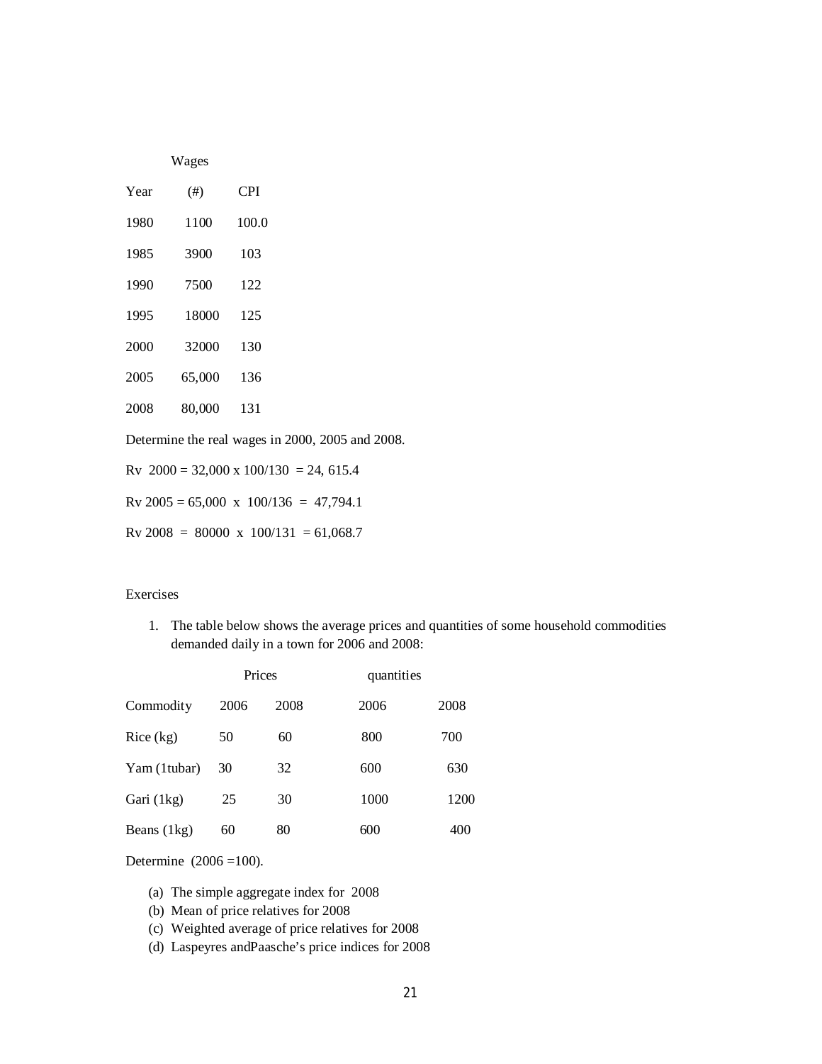| Year | Wages (#) | CPI |
|---|---|---|
| 1980 | 1100 | 100.0 |
| 1985 | 3900 | 103 |
| 1990 | 7500 | 122 |
| 1995 | 18000 | 125 |
| 2000 | 32000 | 130 |
| 2005 | 65,000 | 136 |
| 2008 | 80,000 | 131 |

Determine the real wages in 2000, 2005 and 2008.

Rv 2000 = 32,000 x 100/130 = 24, 615.4

Rv 2005 = 65,000 x 100/136 = 47,794.1

Rv 2008 = 80000 x 100/131 = 61,068.7

Exercises

1. The table below shows the average prices and quantities of some household commodities demanded daily in a town for 2006 and 2008:

| | Prices | | quantities | |
|---|---|---|---|---|
| Commodity | 2006 | 2008 | 2006 | 2008 |
| Rice (kg) | 50 | 60 | 800 | 700 |
| Yam (1tubar) | 30 | 32 | 600 | 630 |
| Gari (1kg) | 25 | 30 | 1000 | 1200 |
| Beans (1kg) | 60 | 80 | 600 | 400 |

Determine (2006 =100).

(a) The simple aggregate index for 2008
(b) Mean of price relatives for 2008
(c) Weighted average of price relatives for 2008
(d) Laspeyres andPaasche's price indices for 2008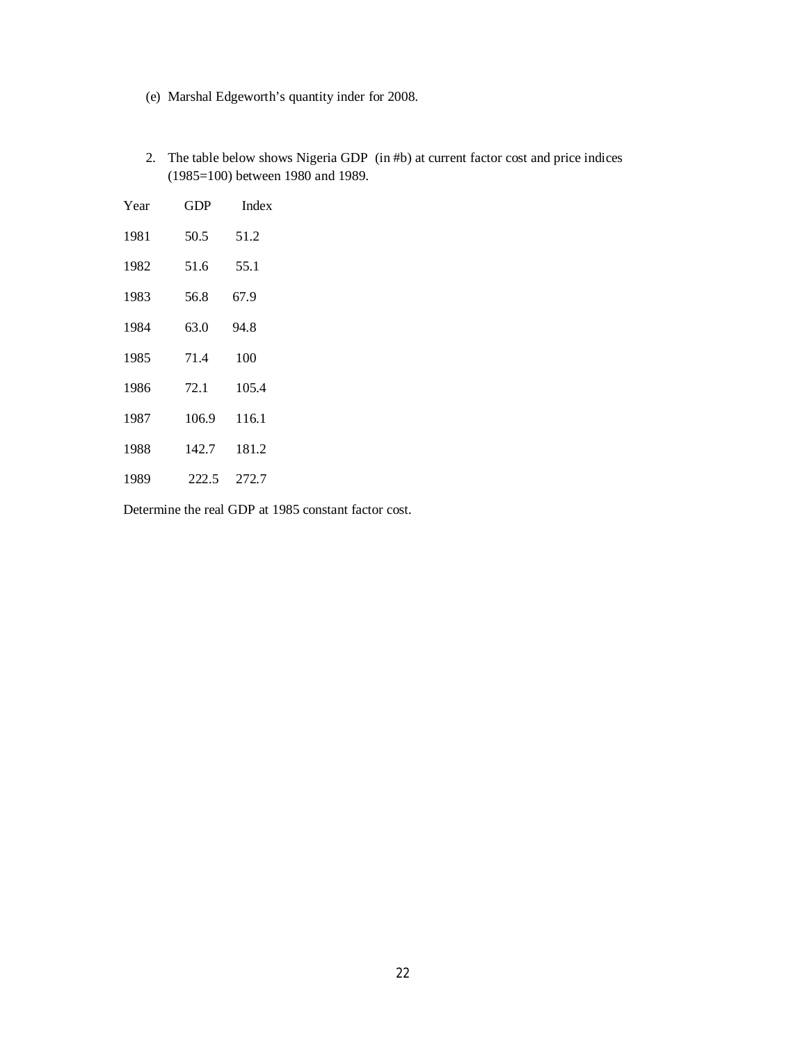(e) Marshal Edgeworth's quantity inder for 2008.

2. The table below shows Nigeria GDP (in #b) at current factor cost and price indices (1985=100) between 1980 and 1989.

| Year | GDP | Index |
|---|---|---|
| 1981 | 50.5 | 51.2 |
| 1982 | 51.6 | 55.1 |
| 1983 | 56.8 | 67.9 |
| 1984 | 63.0 | 94.8 |
| 1985 | 71.4 | 100 |
| 1986 | 72.1 | 105.4 |
| 1987 | 106.9 | 116.1 |
| 1988 | 142.7 | 181.2 |
| 1989 | 222.5 | 272.7 |

Determine the real GDP at 1985 constant factor cost.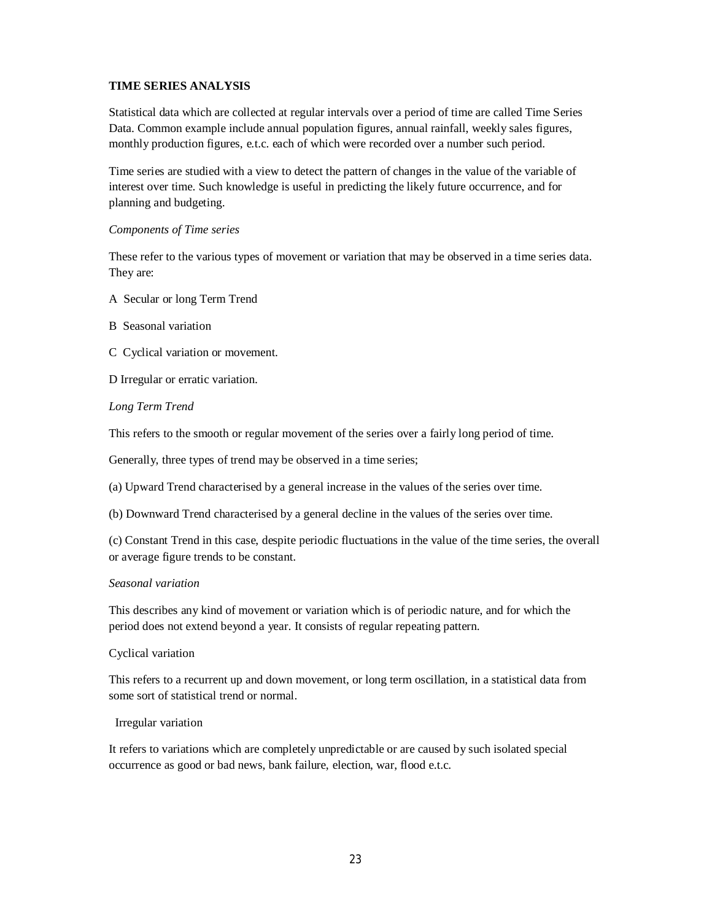**TIME SERIES ANALYSIS**

Statistical data which are collected at regular intervals over a period of time are called Time Series Data. Common example include annual population figures, annual rainfall, weekly sales figures, monthly production figures, e.t.c. each of which were recorded over a number such period.

Time series are studied with a view to detect the pattern of changes in the value of the variable of interest over time. Such knowledge is useful in predicting the likely future occurrence, and for planning and budgeting.

*Components of Time series*

These refer to the various types of movement or variation that may be observed in a time series data. They are:

A Secular or long Term Trend

B Seasonal variation

C Cyclical variation or movement.

D Irregular or erratic variation.

*Long Term Trend*

This refers to the smooth or regular movement of the series over a fairly long period of time.

Generally, three types of trend may be observed in a time series;

(a) Upward Trend characterised by a general increase in the values of the series over time.

(b) Downward Trend characterised by a general decline in the values of the series over time.

(c) Constant Trend in this case, despite periodic fluctuations in the value of the time series, the overall or average figure trends to be constant.

*Seasonal variation*

This describes any kind of movement or variation which is of periodic nature, and for which the period does not extend beyond a year. It consists of regular repeating pattern.

Cyclical variation

This refers to a recurrent up and down movement, or long term oscillation, in a statistical data from some sort of statistical trend or normal.

Irregular variation

It refers to variations which are completely unpredictable or are caused by such isolated special occurrence as good or bad news, bank failure, election, war, flood e.t.c.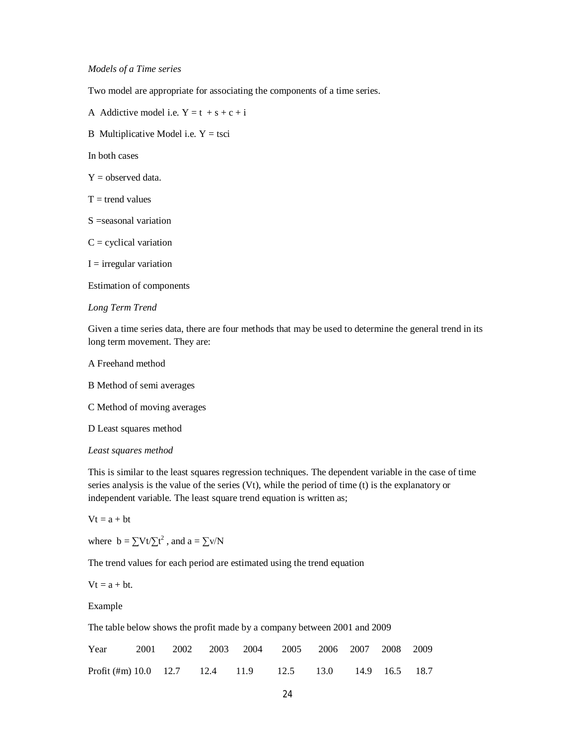*Models of a Time series*

Two model are appropriate for associating the components of a time series.

A Addictive model i.e. $Y = t + s + c + i$

B Multiplicative Model i.e. $Y = tsci$

In both cases

Y = observed data.

T = trend values

S =seasonal variation

C = cyclical variation

I = irregular variation

Estimation of components

*Long Term Trend*

Given a time series data, there are four methods that may be used to determine the general trend in its long term movement. They are:

A Freehand method

B Method of semi averages

C Method of moving averages

D Least squares method

*Least squares method*

This is similar to the least squares regression techniques. The dependent variable in the case of time series analysis is the value of the series (Vt), while the period of time (t) is the explanatory or independent variable. The least square trend equation is written as;

$Vt = a + bt$

where $b = \sum Vt/\sum t^2$ , and $a = \sum v/N$

The trend values for each period are estimated using the trend equation

$Vt = a + bt$.

Example

The table below shows the profit made by a company between 2001 and 2009

| Year | 2001 | 2002 | 2003 | 2004 | 2005 | 2006 | 2007 | 2008 | 2009 |
|---|---|---|---|---|---|---|---|---|---|
| Profit (#m) | 10.0 | 12.7 | 12.4 | 11.9 | 12.5 | 13.0 | 14.9 | 16.5 | 18.7 |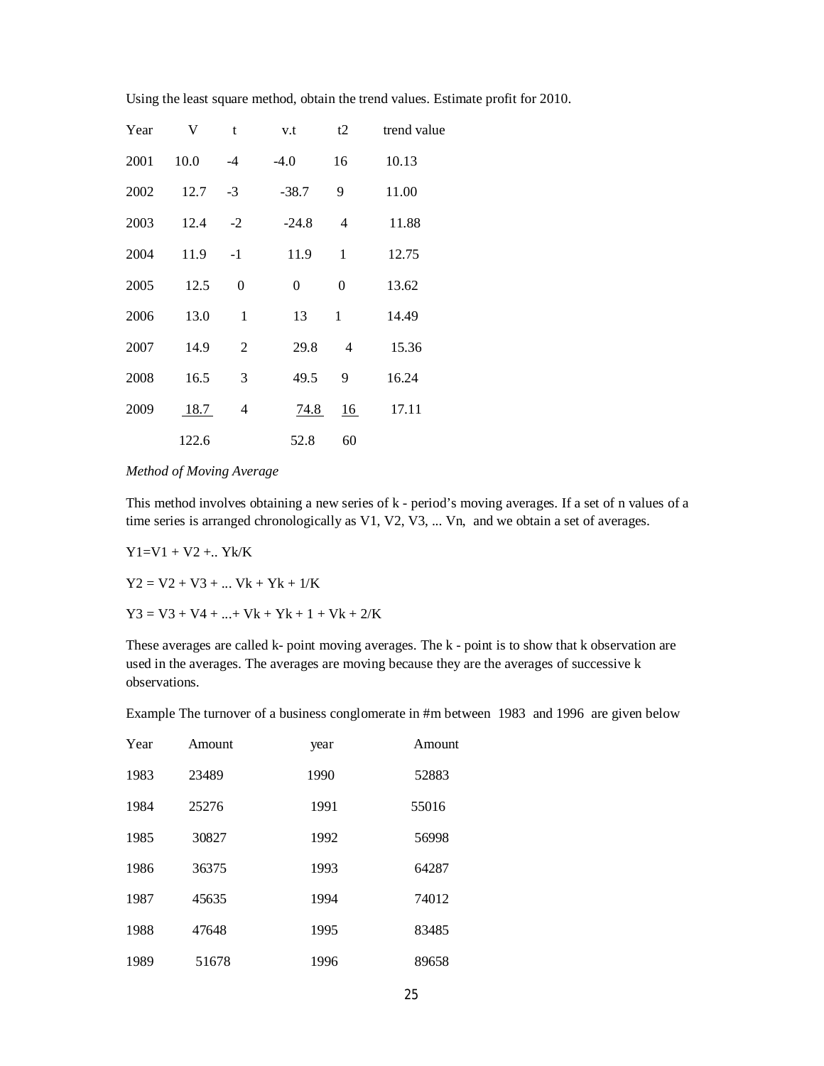Using the least square method, obtain the trend values. Estimate profit for 2010.

| Year | V | t | v.t | t2 | trend value |
|---|---|---|---|---|---|
| 2001 | 10.0 | -4 | -4.0 | 16 | 10.13 |
| 2002 | 12.7 | -3 | -38.7 | 9 | 11.00 |
| 2003 | 12.4 | -2 | -24.8 | 4 | 11.88 |
| 2004 | 11.9 | -1 | 11.9 | 1 | 12.75 |
| 2005 | 12.5 | 0 | 0 | 0 | 13.62 |
| 2006 | 13.0 | 1 | 13 | 1 | 14.49 |
| 2007 | 14.9 | 2 | 29.8 | 4 | 15.36 |
| 2008 | 16.5 | 3 | 49.5 | 9 | 16.24 |
| 2009 | 18.7 | 4 | 74.8 | 16 | 17.11 |
| | 122.6 | | 52.8 | 60 | |

*Method of Moving Average*

This method involves obtaining a new series of k - period's moving averages. If a set of n values of a time series is arranged chronologically as V1, V2, V3, ... Vn, and we obtain a set of averages.

Y1=V1 + V2 +.. Yk/K

Y2 = V2 + V3 + ... Vk + Yk + 1/K

Y3 = V3 + V4 + ...+ Vk + Yk + 1 + Vk + 2/K

These averages are called k- point moving averages. The k - point is to show that k observation are used in the averages. The averages are moving because they are the averages of successive k observations.

Example The turnover of a business conglomerate in #m between 1983 and 1996 are given below

| Year | Amount | year | Amount |
|---|---|---|---|
| 1983 | 23489 | 1990 | 52883 |
| 1984 | 25276 | 1991 | 55016 |
| 1985 | 30827 | 1992 | 56998 |
| 1986 | 36375 | 1993 | 64287 |
| 1987 | 45635 | 1994 | 74012 |
| 1988 | 47648 | 1995 | 83485 |
| 1989 | 51678 | 1996 | 89658 |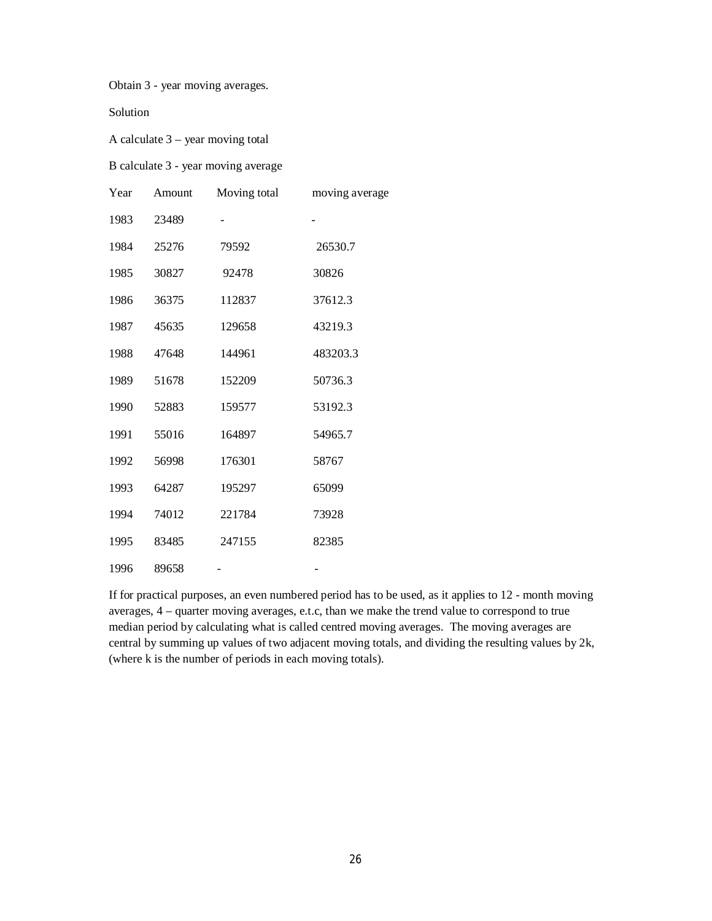Obtain 3 - year moving averages.

Solution

A calculate 3 – year moving total

B calculate 3 - year moving average

| Year | Amount | Moving total | moving average |
|---|---|---|---|
| 1983 | 23489 | - | - |
| 1984 | 25276 | 79592 | 26530.7 |
| 1985 | 30827 | 92478 | 30826 |
| 1986 | 36375 | 112837 | 37612.3 |
| 1987 | 45635 | 129658 | 43219.3 |
| 1988 | 47648 | 144961 | 483203.3 |
| 1989 | 51678 | 152209 | 50736.3 |
| 1990 | 52883 | 159577 | 53192.3 |
| 1991 | 55016 | 164897 | 54965.7 |
| 1992 | 56998 | 176301 | 58767 |
| 1993 | 64287 | 195297 | 65099 |
| 1994 | 74012 | 221784 | 73928 |
| 1995 | 83485 | 247155 | 82385 |
| 1996 | 89658 | - | - |

If for practical purposes, an even numbered period has to be used, as it applies to 12 - month moving averages, 4 – quarter moving averages, e.t.c, than we make the trend value to correspond to true median period by calculating what is called centred moving averages. The moving averages are central by summing up values of two adjacent moving totals, and dividing the resulting values by 2k, (where k is the number of periods in each moving totals).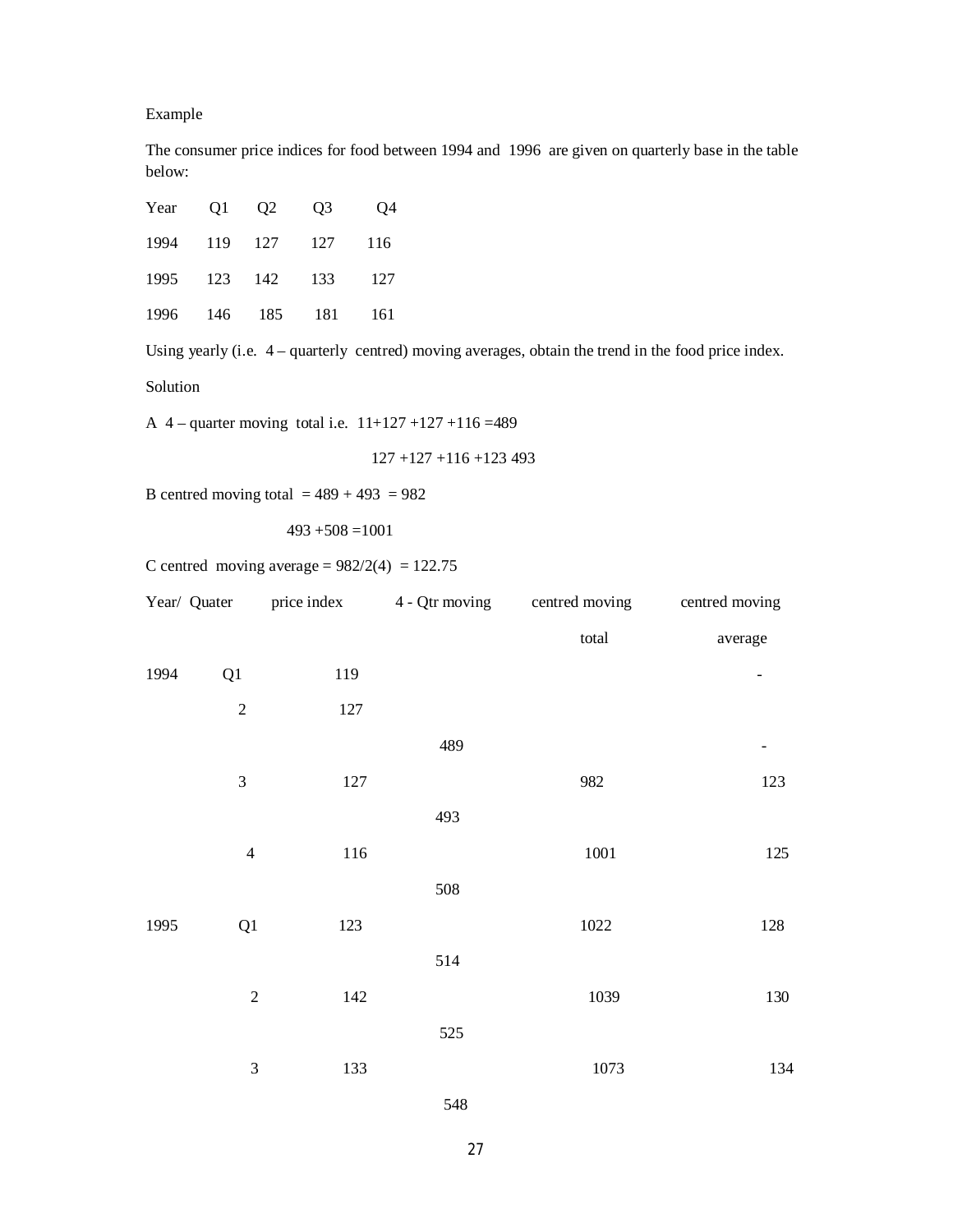Example

The consumer price indices for food between 1994 and 1996 are given on quarterly base in the table below:

| Year | Q1 | Q2 | Q3 | Q4 |
|---|---|---|---|---|
| 1994 | 119 | 127 | 127 | 116 |
| 1995 | 123 | 142 | 133 | 127 |
| 1996 | 146 | 185 | 181 | 161 |

Using yearly (i.e. 4 – quarterly centred) moving averages, obtain the trend in the food price index.

Solution

A 4 – quarter moving total i.e. 11+127 +127 +116 =489

127 +127 +116 +123 493

B centred moving total = 489 + 493 = 982

493 +508 =1001

C centred moving average = 982/2(4) = 122.75

| Year/ Quater | | price index | 4 - Qtr moving | centred moving total | centred moving average |
|---|---|---|---|---|---|
| 1994 | Q1 | 119 | | | - |
| | 2 | 127 | | | |
| | | | 489 | | - |
| | 3 | 127 | | 982 | 123 |
| | | | 493 | | |
| | 4 | 116 | | 1001 | 125 |
| | | | 508 | | |
| 1995 | Q1 | 123 | | 1022 | 128 |
| | | | 514 | | |
| | 2 | 142 | | 1039 | 130 |
| | | | 525 | | |
| | 3 | 133 | | 1073 | 134 |
| | | | 548 | | |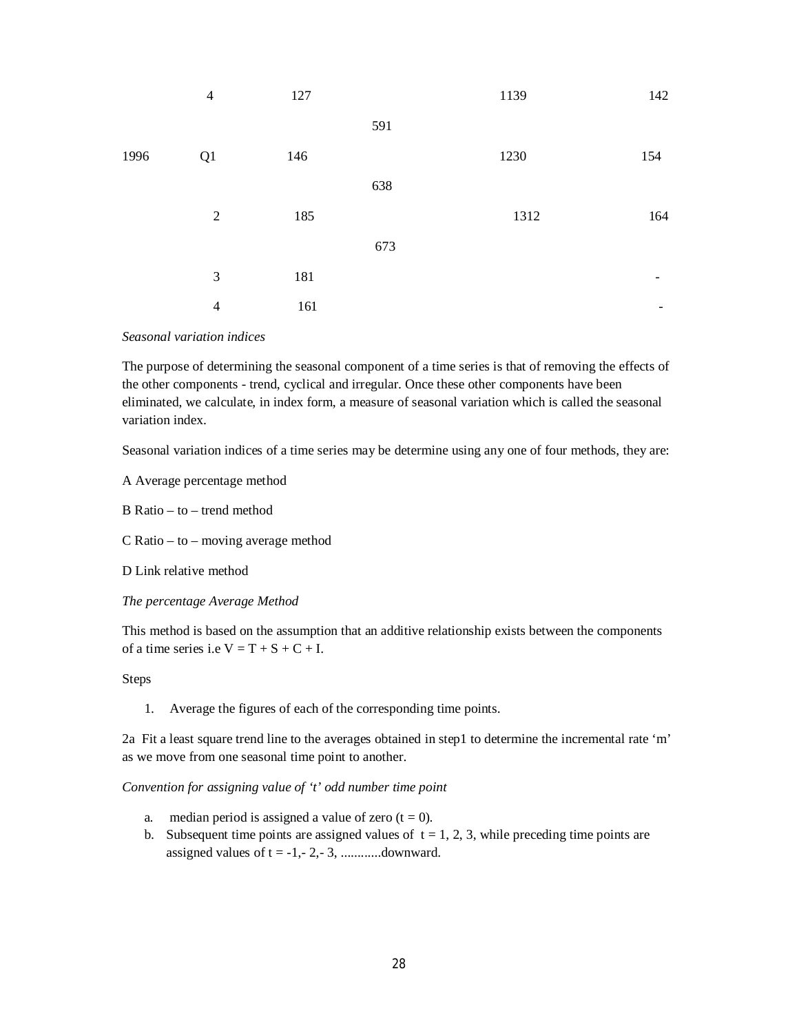| | | | | | |
|---|---|---|---|---|---|
| | 4 | 127 | | 1139 | 142 |
| | | | 591 | | |
| 1996 | Q1 | 146 | | 1230 | 154 |
| | | | 638 | | |
| | 2 | 185 | | 1312 | 164 |
| | | | 673 | | |
| | 3 | 181 | | | - |
| | 4 | 161 | | | - |

*Seasonal variation indices*

The purpose of determining the seasonal component of a time series is that of removing the effects of the other components - trend, cyclical and irregular. Once these other components have been eliminated, we calculate, in index form, a measure of seasonal variation which is called the seasonal variation index.

Seasonal variation indices of a time series may be determine using any one of four methods, they are:

A Average percentage method

B Ratio – to – trend method

C Ratio – to – moving average method

D Link relative method

*The percentage Average Method*

This method is based on the assumption that an additive relationship exists between the components of a time series i.e $V = T + S + C + I$.

Steps

1. Average the figures of each of the corresponding time points.

2a Fit a least square trend line to the averages obtained in step1 to determine the incremental rate 'm' as we move from one seasonal time point to another.

*Convention for assigning value of 't' odd number time point*

a. median period is assigned a value of zero ($t = 0$).
b. Subsequent time points are assigned values of $t = 1, 2, 3$, while preceding time points are assigned values of $t = -1, -2, -3$, ............downward.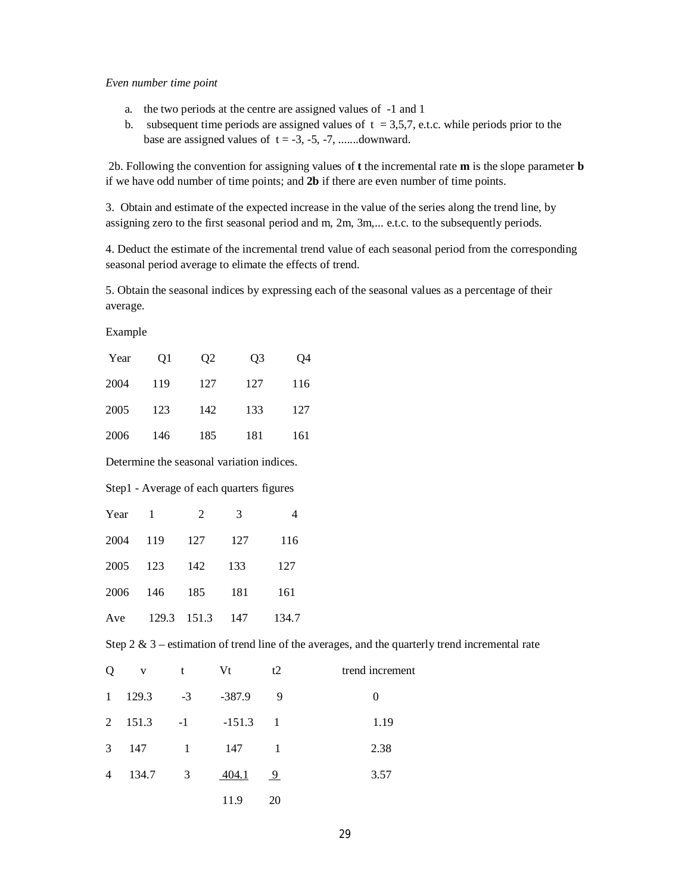*Even number time point*

a. the two periods at the centre are assigned values of -1 and 1
b. subsequent time periods are assigned values of $t = 3,5,7$, e.t.c. while periods prior to the base are assigned values of $t = -3, -5, -7$, .......downward.

2b. Following the convention for assigning values of **t** the incremental rate **m** is the slope parameter **b** if we have odd number of time points; and **2b** if there are even number of time points.

3. Obtain and estimate of the expected increase in the value of the series along the trend line, by assigning zero to the first seasonal period and m, 2m, 3m,... e.t.c. to the subsequently periods.

4. Deduct the estimate of the incremental trend value of each seasonal period from the corresponding seasonal period average to elimate the effects of trend.

5. Obtain the seasonal indices by expressing each of the seasonal values as a percentage of their average.

Example

| Year | Q1 | Q2 | Q3 | Q4 |
|---|---|---|---|---|
| 2004 | 119 | 127 | 127 | 116 |
| 2005 | 123 | 142 | 133 | 127 |
| 2006 | 146 | 185 | 181 | 161 |

Determine the seasonal variation indices.

Step1 - Average of each quarters figures

| Year | 1 | 2 | 3 | 4 |
|---|---|---|---|---|
| 2004 | 119 | 127 | 127 | 116 |
| 2005 | 123 | 142 | 133 | 127 |
| 2006 | 146 | 185 | 181 | 161 |
| Ave | 129.3 | 151.3 | 147 | 134.7 |

Step 2 & 3 – estimation of trend line of the averages, and the quarterly trend incremental rate

| Q | v | t | Vt | t2 | trend increment |
|---|---|---|---|---|---|
| 1 | 129.3 | -3 | -387.9 | 9 | 0 |
| 2 | 151.3 | -1 | -151.3 | 1 | 1.19 |
| 3 | 147 | 1 | 147 | 1 | 2.38 |
| 4 | 134.7 | 3 | 404.1 | 9 | 3.57 |
| | | | 11.9 | 20 | |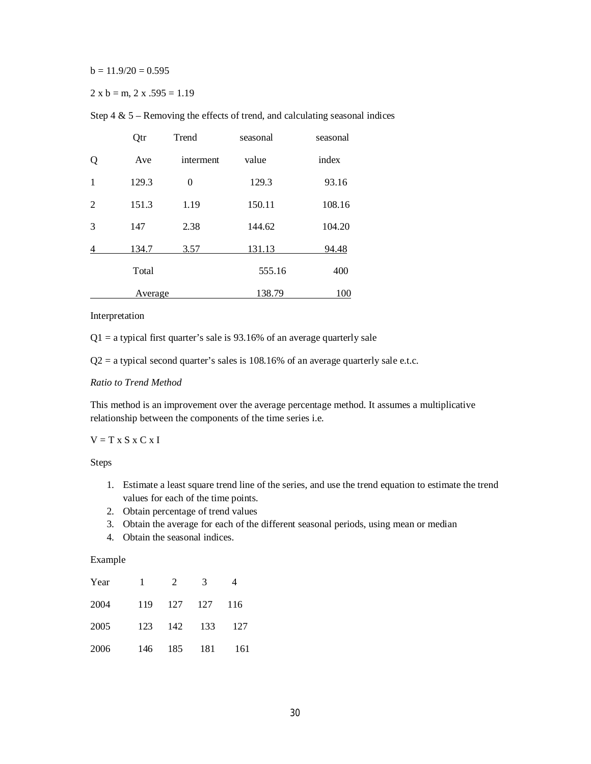$b = 11.9/20 = 0.595$

$2 \times b = m$, $2 \times .595 = 1.19$

Step 4 & 5 – Removing the effects of trend, and calculating seasonal indices

| Q | Qtr Ave | Trend interment | seasonal value | seasonal index |
|---|---|---|---|---|
| 1 | 129.3 | 0 | 129.3 | 93.16 |
| 2 | 151.3 | 1.19 | 150.11 | 108.16 |
| 3 | 147 | 2.38 | 144.62 | 104.20 |
| 4 | 134.7 | 3.57 | 131.13 | 94.48 |
| | Total | | 555.16 | 400 |
| | Average | | 138.79 | 100 |

Interpretation

Q1 = a typical first quarter's sale is 93.16% of an average quarterly sale

Q2 = a typical second quarter's sales is 108.16% of an average quarterly sale e.t.c.

*Ratio to Trend Method*

This method is an improvement over the average percentage method. It assumes a multiplicative relationship between the components of the time series i.e.

$V = T \times S \times C \times I$

Steps

1. Estimate a least square trend line of the series, and use the trend equation to estimate the trend values for each of the time points.
2. Obtain percentage of trend values
3. Obtain the average for each of the different seasonal periods, using mean or median
4. Obtain the seasonal indices.

Example

| Year | 1 | 2 | 3 | 4 |
|---|---|---|---|---|
| 2004 | 119 | 127 | 127 | 116 |
| 2005 | 123 | 142 | 133 | 127 |
| 2006 | 146 | 185 | 181 | 161 |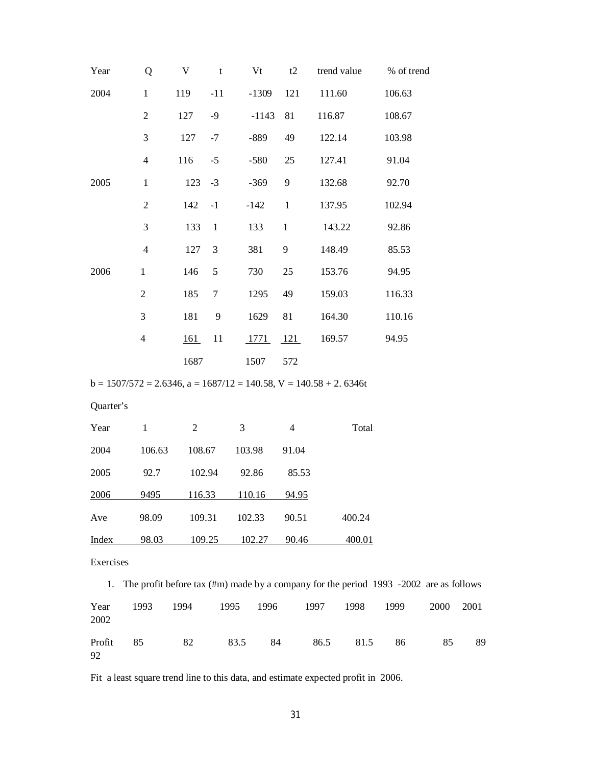| Year | Q | V | t | Vt | t2 | trend value | % of trend |
|---|---|---|---|---|---|---|---|
| 2004 | 1 | 119 | -11 | -1309 | 121 | 111.60 | 106.63 |
| | 2 | 127 | -9 | -1143 | 81 | 116.87 | 108.67 |
| | 3 | 127 | -7 | -889 | 49 | 122.14 | 103.98 |
| | 4 | 116 | -5 | -580 | 25 | 127.41 | 91.04 |
| 2005 | 1 | 123 | -3 | -369 | 9 | 132.68 | 92.70 |
| | 2 | 142 | -1 | -142 | 1 | 137.95 | 102.94 |
| | 3 | 133 | 1 | 133 | 1 | 143.22 | 92.86 |
| | 4 | 127 | 3 | 381 | 9 | 148.49 | 85.53 |
| 2006 | 1 | 146 | 5 | 730 | 25 | 153.76 | 94.95 |
| | 2 | 185 | 7 | 1295 | 49 | 159.03 | 116.33 |
| | 3 | 181 | 9 | 1629 | 81 | 164.30 | 110.16 |
| | 4 | 161 | 11 | 1771 | 121 | 169.57 | 94.95 |
| | | 1687 | | 1507 | 572 | | |

b = 1507/572 = 2.6346, a = 1687/12 = 140.58, V = 140.58 + 2. 6346t

Quarter's

| Year | 1 | 2 | 3 | 4 | Total |
|---|---|---|---|---|---|
| 2004 | 106.63 | 108.67 | 103.98 | 91.04 | |
| 2005 | 92.7 | 102.94 | 92.86 | 85.53 | |
| 2006 | 9495 | 116.33 | 110.16 | 94.95 | |
| Ave | 98.09 | 109.31 | 102.33 | 90.51 | 400.24 |
| Index | 98.03 | 109.25 | 102.27 | 90.46 | 400.01 |

Exercises

1. The profit before tax (#m) made by a company for the period 1993 -2002 are as follows

| Year | 1993 | 1994 | 1995 | 1996 | 1997 | 1998 | 1999 | 2000 | 2001 | 2002 |
|---|---|---|---|---|---|---|---|---|---|---|
| Profit | 85 | 82 | 83.5 | 84 | 86.5 | 81.5 | 86 | 85 | 89 | 92 |

Fit a least square trend line to this data, and estimate expected profit in 2006.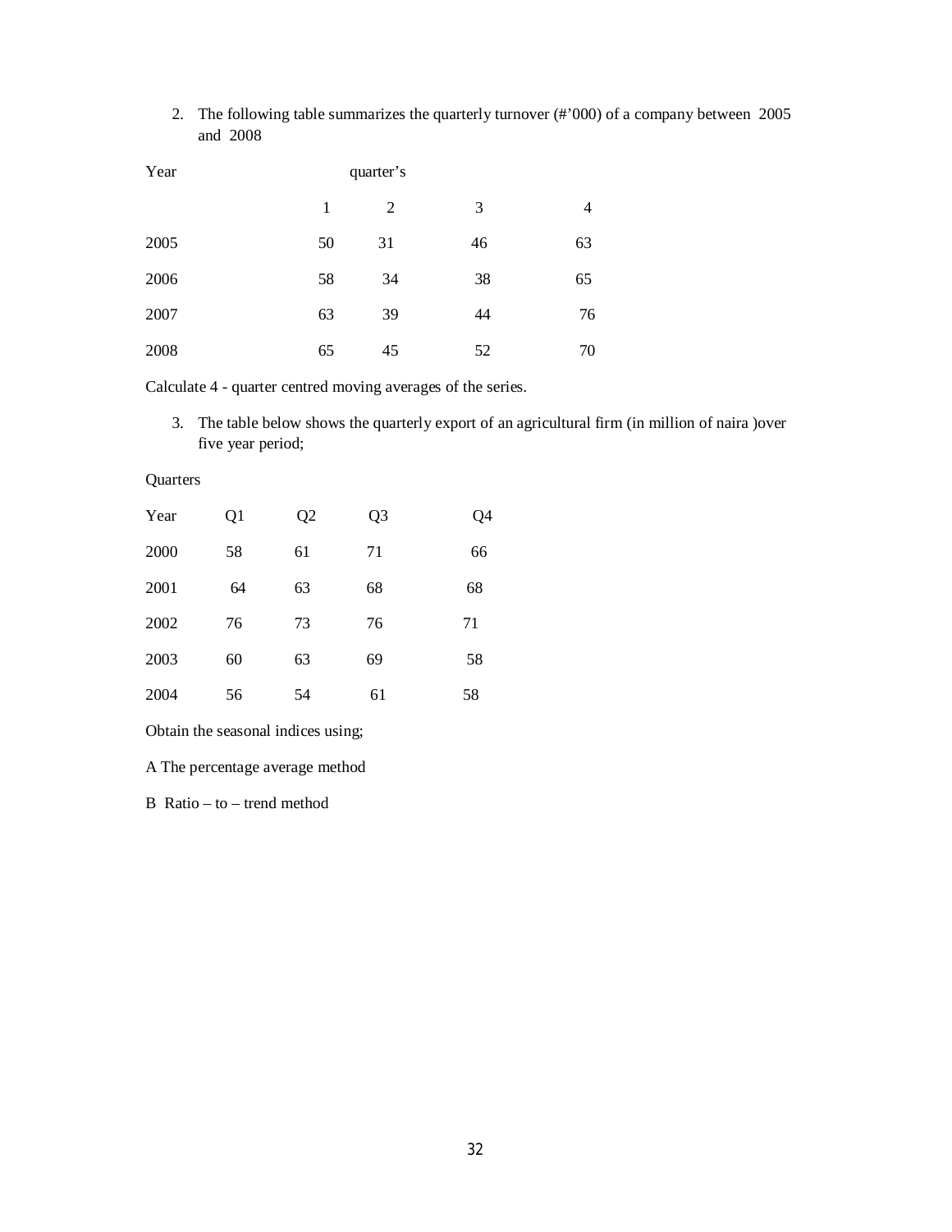2. The following table summarizes the quarterly turnover (#'000) of a company between 2005 and 2008

| Year | quarter's | | | |
|---|---|---|---|---|
| | 1 | 2 | 3 | 4 |
| 2005 | 50 | 31 | 46 | 63 |
| 2006 | 58 | 34 | 38 | 65 |
| 2007 | 63 | 39 | 44 | 76 |
| 2008 | 65 | 45 | 52 | 70 |

Calculate 4 - quarter centred moving averages of the series.

3. The table below shows the quarterly export of an agricultural firm (in million of naira )over five year period;

Quarters

| Year | Q1 | Q2 | Q3 | Q4 |
|---|---|---|---|---|
| 2000 | 58 | 61 | 71 | 66 |
| 2001 | 64 | 63 | 68 | 68 |
| 2002 | 76 | 73 | 76 | 71 |
| 2003 | 60 | 63 | 69 | 58 |
| 2004 | 56 | 54 | 61 | 58 |

Obtain the seasonal indices using;

A The percentage average method

B Ratio – to – trend method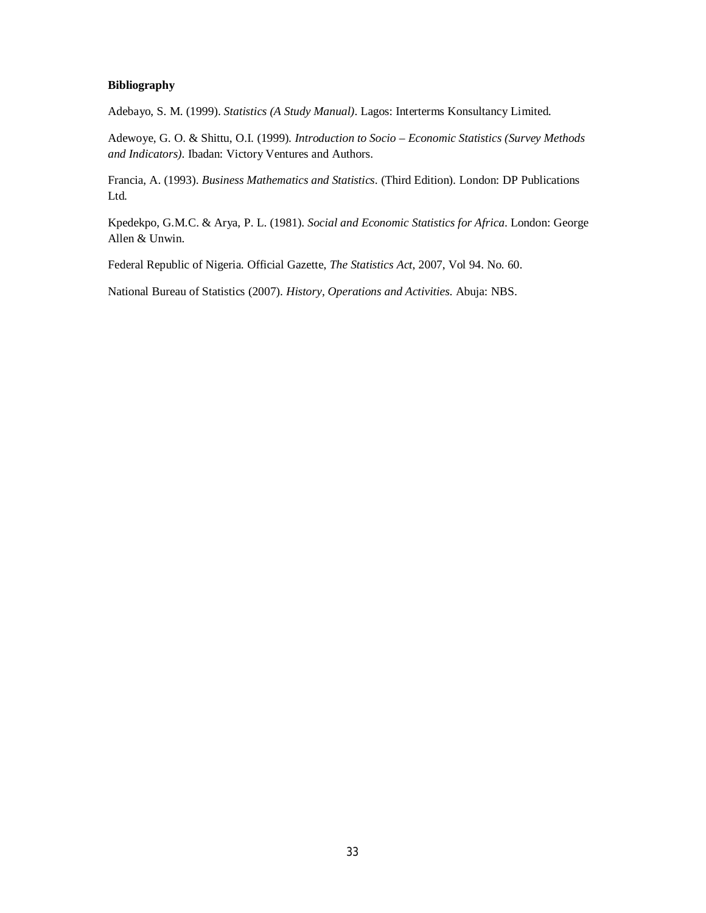**Bibliography**

Adebayo, S. M. (1999). *Statistics (A Study Manual)*. Lagos: Interterms Konsultancy Limited.

Adewoye, G. O. & Shittu, O.I. (1999). *Introduction to Socio – Economic Statistics (Survey Methods and Indicators)*. Ibadan: Victory Ventures and Authors.

Francia, A. (1993). *Business Mathematics and Statistics*. (Third Edition). London: DP Publications Ltd.

Kpedekpo, G.M.C. & Arya, P. L. (1981). *Social and Economic Statistics for Africa*. London: George Allen & Unwin.

Federal Republic of Nigeria. Official Gazette, *The Statistics Act*, 2007, Vol 94. No. 60.

National Bureau of Statistics (2007). *History, Operations and Activities*. Abuja: NBS.